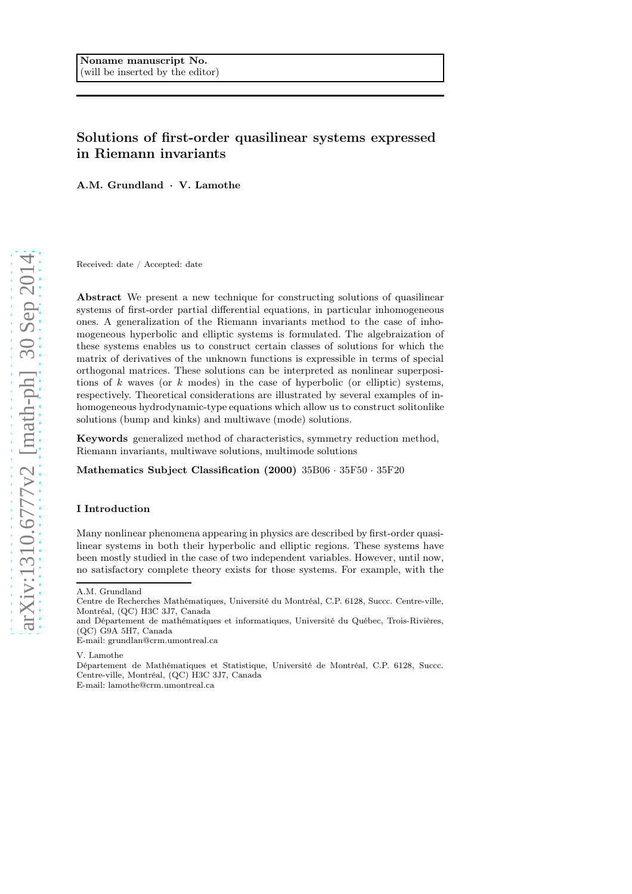Noname manuscript No.
(will be inserted by the editor)

# Solutions of first-order quasilinear systems expressed in Riemann invariants

**A.M. Grundland · V. Lamothe**

Received: date / Accepted: date

**Abstract** We present a new technique for constructing solutions of quasilinear systems of first-order partial differential equations, in particular inhomogeneous ones. A generalization of the Riemann invariants method to the case of inhomogeneous hyperbolic and elliptic systems is formulated. The algebraization of these systems enables us to construct certain classes of solutions for which the matrix of derivatives of the unknown functions is expressible in terms of special orthogonal matrices. These solutions can be interpreted as nonlinear superpositions of $k$ waves (or $k$ modes) in the case of hyperbolic (or elliptic) systems, respectively. Theoretical considerations are illustrated by several examples of inhomogeneous hydrodynamic-type equations which allow us to construct solitonlike solutions (bump and kinks) and multiwave (mode) solutions.

**Keywords** generalized method of characteristics, symmetry reduction method, Riemann invariants, multiwave solutions, multimode solutions

**Mathematics Subject Classification (2000)** 35B06 · 35F50 · 35F20

## I Introduction

Many nonlinear phenomena appearing in physics are described by first-order quasilinear systems in both their hyperbolic and elliptic regions. These systems have been mostly studied in the case of two independent variables. However, until now, no satisfactory complete theory exists for those systems. For example, with the

---

A.M. Grundland
Centre de Recherches Mathématiques, Université du Montréal, C.P. 6128, Succc. Centre-ville, Montréal, (QC) H3C 3J7, Canada
and Département de mathématiques et informatiques, Université du Québec, Trois-Rivières, (QC) G9A 5H7, Canada
E-mail: grundlan@crm.umontreal.ca

V. Lamothe
Département de Mathématiques et Statistique, Université de Montréal, C.P. 6128, Succc. Centre-ville, Montréal, (QC) H3C 3J7, Canada
E-mail: lamothe@crm.umontreal.ca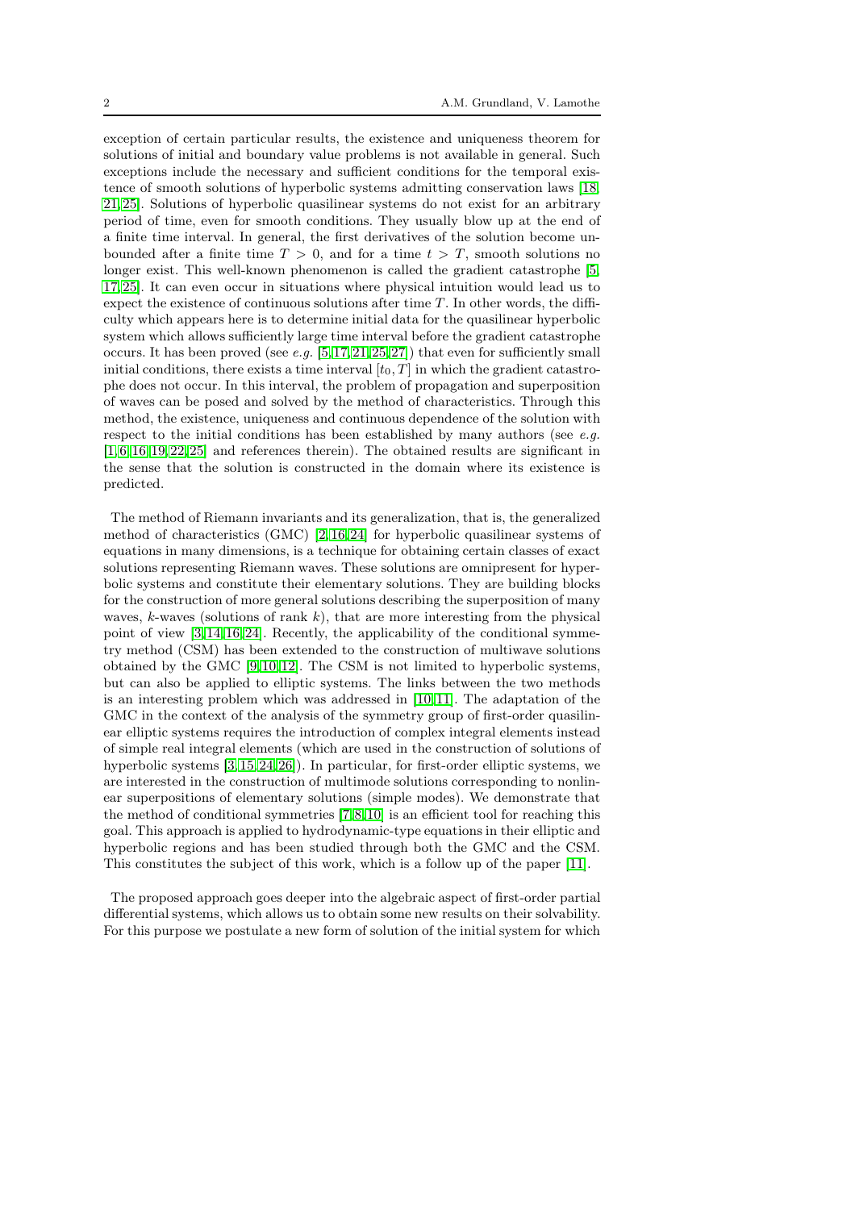exception of certain particular results, the existence and uniqueness theorem for solutions of initial and boundary value problems is not available in general. Such exceptions include the necessary and sufficient conditions for the temporal existence of smooth solutions of hyperbolic systems admitting conservation laws [18, 21, 25]. Solutions of hyperbolic quasilinear systems do not exist for an arbitrary period of time, even for smooth conditions. They usually blow up at the end of a finite time interval. In general, the first derivatives of the solution become unbounded after a finite time $T > 0$, and for a time $t > T$, smooth solutions no longer exist. This well-known phenomenon is called the gradient catastrophe [5, 17, 25]. It can even occur in situations where physical intuition would lead us to expect the existence of continuous solutions after time $T$. In other words, the difficulty which appears here is to determine initial data for the quasilinear hyperbolic system which allows sufficiently large time interval before the gradient catastrophe occurs. It has been proved (see *e.g.* [5, 17, 21, 25, 27]) that even for sufficiently small initial conditions, there exists a time interval $[t_0, T]$ in which the gradient catastrophe does not occur. In this interval, the problem of propagation and superposition of waves can be posed and solved by the method of characteristics. Through this method, the existence, uniqueness and continuous dependence of the solution with respect to the initial conditions has been established by many authors (see *e.g.* [1, 6, 16, 19, 22, 25] and references therein). The obtained results are significant in the sense that the solution is constructed in the domain where its existence is predicted.

The method of Riemann invariants and its generalization, that is, the generalized method of characteristics (GMC) [2, 16, 24] for hyperbolic quasilinear systems of equations in many dimensions, is a technique for obtaining certain classes of exact solutions representing Riemann waves. These solutions are omnipresent for hyperbolic systems and constitute their elementary solutions. They are building blocks for the construction of more general solutions describing the superposition of many waves, $k$-waves (solutions of rank $k$), that are more interesting from the physical point of view [3, 14, 16, 24]. Recently, the applicability of the conditional symmetry method (CSM) has been extended to the construction of multiwave solutions obtained by the GMC [9, 10, 12]. The CSM is not limited to hyperbolic systems, but can also be applied to elliptic systems. The links between the two methods is an interesting problem which was addressed in [10, 11]. The adaptation of the GMC in the context of the analysis of the symmetry group of first-order quasilinear elliptic systems requires the introduction of complex integral elements instead of simple real integral elements (which are used in the construction of solutions of hyperbolic systems [3, 15, 24, 26]). In particular, for first-order elliptic systems, we are interested in the construction of multimode solutions corresponding to nonlinear superpositions of elementary solutions (simple modes). We demonstrate that the method of conditional symmetries [7, 8, 10] is an efficient tool for reaching this goal. This approach is applied to hydrodynamic-type equations in their elliptic and hyperbolic regions and has been studied through both the GMC and the CSM. This constitutes the subject of this work, which is a follow up of the paper [11].

The proposed approach goes deeper into the algebraic aspect of first-order partial differential systems, which allows us to obtain some new results on their solvability. For this purpose we postulate a new form of solution of the initial system for which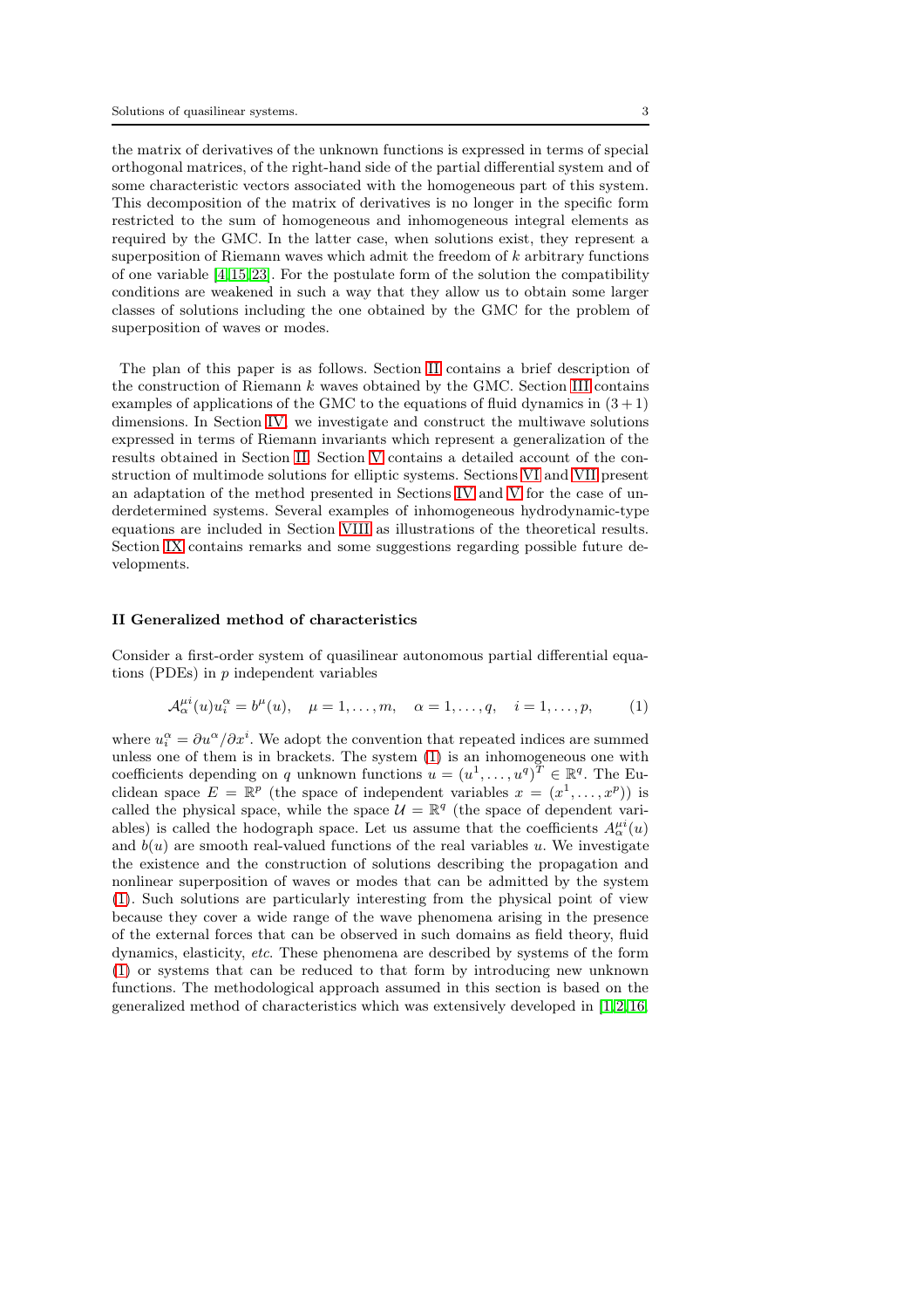the matrix of derivatives of the unknown functions is expressed in terms of special orthogonal matrices, of the right-hand side of the partial differential system and of some characteristic vectors associated with the homogeneous part of this system. This decomposition of the matrix of derivatives is no longer in the specific form restricted to the sum of homogeneous and inhomogeneous integral elements as required by the GMC. In the latter case, when solutions exist, they represent a superposition of Riemann waves which admit the freedom of $k$ arbitrary functions of one variable [4,15,23]. For the postulate form of the solution the compatibility conditions are weakened in such a way that they allow us to obtain some larger classes of solutions including the one obtained by the GMC for the problem of superposition of waves or modes.

The plan of this paper is as follows. Section II contains a brief description of the construction of Riemann $k$ waves obtained by the GMC. Section III contains examples of applications of the GMC to the equations of fluid dynamics in $(3+1)$ dimensions. In Section IV, we investigate and construct the multiwave solutions expressed in terms of Riemann invariants which represent a generalization of the results obtained in Section II. Section V contains a detailed account of the construction of multimode solutions for elliptic systems. Sections VI and VII present an adaptation of the method presented in Sections IV and V for the case of underdetermined systems. Several examples of inhomogeneous hydrodynamic-type equations are included in Section VIII as illustrations of the theoretical results. Section IX contains remarks and some suggestions regarding possible future developments.

## II Generalized method of characteristics

Consider a first-order system of quasilinear autonomous partial differential equations (PDEs) in $p$ independent variables

$$\mathcal{A}^{\mu i}_{\alpha}(u)u^{\alpha}_{i} = b^{\mu}(u), \quad \mu = 1, \dots, m, \quad \alpha = 1, \dots, q, \quad i = 1, \dots, p, \tag{1}$$

where $u^{\alpha}_{i} = \partial u^{\alpha}/\partial x^{i}$. We adopt the convention that repeated indices are summed unless one of them is in brackets. The system (1) is an inhomogeneous one with coefficients depending on $q$ unknown functions $u = (u^1, \dots, u^q)^T \in \mathbb{R}^q$. The Euclidean space $E = \mathbb{R}^p$ (the space of independent variables $x = (x^1, \dots, x^p)$) is called the physical space, while the space $\mathcal{U} = \mathbb{R}^q$ (the space of dependent variables) is called the hodograph space. Let us assume that the coefficients $A^{\mu i}_{\alpha}(u)$ and $b(u)$ are smooth real-valued functions of the real variables $u$. We investigate the existence and the construction of solutions describing the propagation and nonlinear superposition of waves or modes that can be admitted by the system (1). Such solutions are particularly interesting from the physical point of view because they cover a wide range of the wave phenomena arising in the presence of the external forces that can be observed in such domains as field theory, fluid dynamics, elasticity, *etc.* These phenomena are described by systems of the form (1) or systems that can be reduced to that form by introducing new unknown functions. The methodological approach assumed in this section is based on the generalized method of characteristics which was extensively developed in [1,2,16,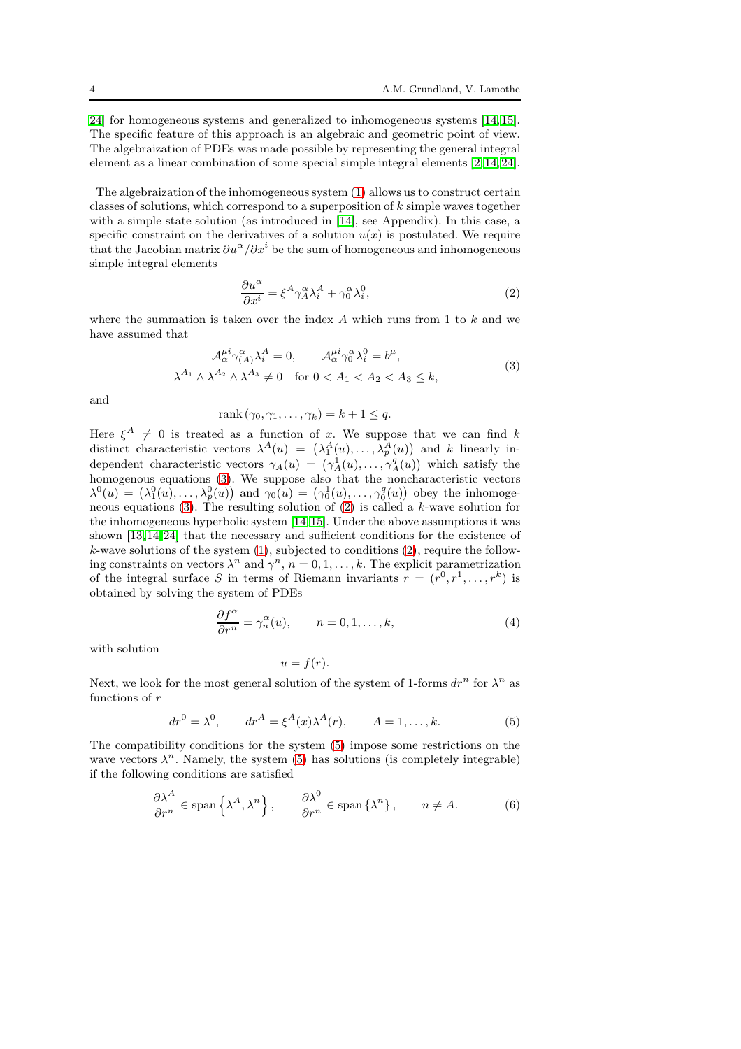24] for homogeneous systems and generalized to inhomogeneous systems [14,15]. The specific feature of this approach is an algebraic and geometric point of view. The algebraization of PDEs was made possible by representing the general integral element as a linear combination of some special simple integral elements [2,14,24].

The algebraization of the inhomogeneous system (1) allows us to construct certain classes of solutions, which correspond to a superposition of $k$ simple waves together with a simple state solution (as introduced in [14], see Appendix). In this case, a specific constraint on the derivatives of a solution $u(x)$ is postulated. We require that the Jacobian matrix $\partial u^\alpha/\partial x^i$ be the sum of homogeneous and inhomogeneous simple integral elements

$$\frac{\partial u^\alpha}{\partial x^i} = \xi^A \gamma^\alpha_A \lambda^A_i + \gamma^\alpha_0 \lambda^0_i, \tag{2}$$

where the summation is taken over the index $A$ which runs from 1 to $k$ and we have assumed that

$$\begin{gathered}\mathcal{A}^{\mu i}_\alpha \gamma^\alpha_{(A)} \lambda^A_i = 0, \qquad \mathcal{A}^{\mu i}_\alpha \gamma^\alpha_0 \lambda^0_i = b^\mu, \\ \lambda^{A_1} \wedge \lambda^{A_2} \wedge \lambda^{A_3} \neq 0 \quad \text{for } 0 < A_1 < A_2 < A_3 \leq k,\end{gathered} \tag{3}$$

and

$$\operatorname{rank}(\gamma_0, \gamma_1, \ldots, \gamma_k) = k + 1 \leq q.$$

Here $\xi^A \neq 0$ is treated as a function of $x$. We suppose that we can find $k$ distinct characteristic vectors $\lambda^A(u) = \left(\lambda^A_1(u), \ldots, \lambda^A_p(u)\right)$ and $k$ linearly independent characteristic vectors $\gamma_A(u) = \left(\gamma^1_A(u), \ldots, \gamma^q_A(u)\right)$ which satisfy the homogenous equations (3). We suppose also that the noncharacteristic vectors $\lambda^0(u) = \left(\lambda^0_1(u), \ldots, \lambda^0_p(u)\right)$ and $\gamma_0(u) = \left(\gamma^1_0(u), \ldots, \gamma^q_0(u)\right)$ obey the inhomogeneous equations (3). The resulting solution of (2) is called a $k$-wave solution for the inhomogeneous hyperbolic system [14,15]. Under the above assumptions it was shown [13,14,24] that the necessary and sufficient conditions for the existence of $k$-wave solutions of the system (1), subjected to conditions (2), require the following constraints on vectors $\lambda^n$ and $\gamma^n$, $n = 0, 1, \ldots, k$. The explicit parametrization of the integral surface $S$ in terms of Riemann invariants $r = (r^0, r^1, \ldots, r^k)$ is obtained by solving the system of PDEs

$$\frac{\partial f^\alpha}{\partial r^n} = \gamma^\alpha_n(u), \qquad n = 0, 1, \ldots, k, \tag{4}$$

with solution

$$u = f(r).$$

Next, we look for the most general solution of the system of 1-forms $dr^n$ for $\lambda^n$ as functions of $r$

$$dr^0 = \lambda^0, \qquad dr^A = \xi^A(x)\lambda^A(r), \qquad A = 1, \ldots, k. \tag{5}$$

The compatibility conditions for the system (5) impose some restrictions on the wave vectors $\lambda^n$. Namely, the system (5) has solutions (is completely integrable) if the following conditions are satisfied

$$\frac{\partial \lambda^A}{\partial r^n} \in \operatorname{span}\left\{\lambda^A, \lambda^n\right\}, \qquad \frac{\partial \lambda^0}{\partial r^n} \in \operatorname{span}\left\{\lambda^n\right\}, \qquad n \neq A. \tag{6}$$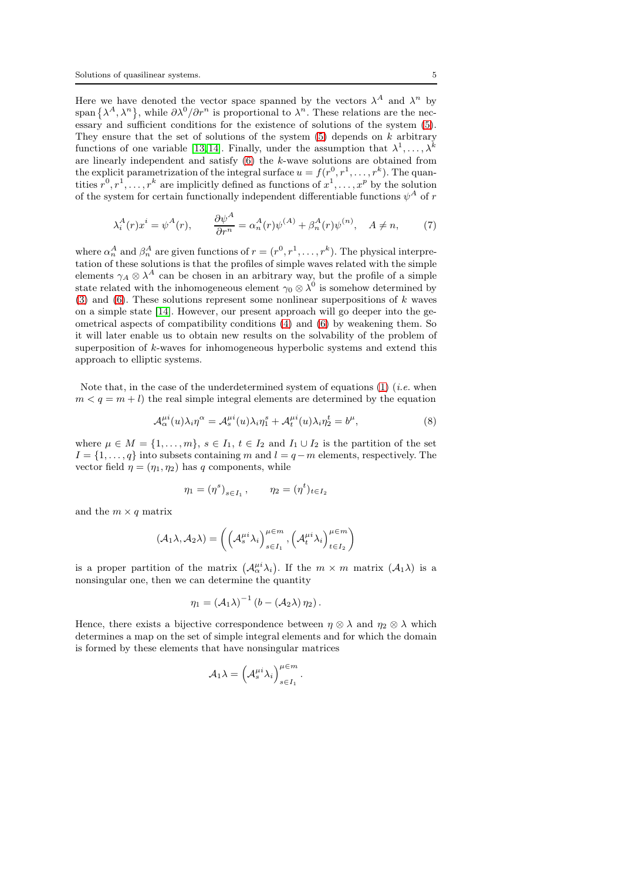Here we have denoted the vector space spanned by the vectors $\lambda^A$ and $\lambda^n$ by $\text{span}\{\lambda^A, \lambda^n\}$, while $\partial\lambda^0/\partial r^n$ is proportional to $\lambda^n$. These relations are the necessary and sufficient conditions for the existence of solutions of the system (5). They ensure that the set of solutions of the system (5) depends on $k$ arbitrary functions of one variable [13,14]. Finally, under the assumption that $\lambda^1, \ldots, \lambda^k$ are linearly independent and satisfy (6) the $k$-wave solutions are obtained from the explicit parametrization of the integral surface $u = f(r^0, r^1, \ldots, r^k)$. The quantities $r^0, r^1, \ldots, r^k$ are implicitly defined as functions of $x^1, \ldots, x^p$ by the solution of the system for certain functionally independent differentiable functions $\psi^A$ of $r$

$$\lambda^A_i(r)x^i = \psi^A(r), \qquad \frac{\partial \psi^A}{\partial r^n} = \alpha^A_n(r)\psi^{(A)} + \beta^A_n(r)\psi^{(n)}, \quad A \neq n, \tag{7}$$

where $\alpha^A_n$ and $\beta^A_n$ are given functions of $r = (r^0, r^1, \ldots, r^k)$. The physical interpretation of these solutions is that the profiles of simple waves related with the simple elements $\gamma_A \otimes \lambda^A$ can be chosen in an arbitrary way, but the profile of a simple state related with the inhomogeneous element $\gamma_0 \otimes \lambda^0$ is somehow determined by (3) and (6). These solutions represent some nonlinear superpositions of $k$ waves on a simple state [14]. However, our present approach will go deeper into the geometrical aspects of compatibility conditions (4) and (6) by weakening them. So it will later enable us to obtain new results on the solvability of the problem of superposition of $k$-waves for inhomogeneous hyperbolic systems and extend this approach to elliptic systems.

Note that, in the case of the underdetermined system of equations (1) (*i.e.* when $m < q = m + l$) the real simple integral elements are determined by the equation

$$\mathcal{A}^{\mu i}_\alpha(u)\lambda_i\eta^\alpha = \mathcal{A}^{\mu i}_s(u)\lambda_i\eta^s_1 + \mathcal{A}^{\mu i}_t(u)\lambda_i\eta^t_2 = b^\mu, \tag{8}$$

where $\mu \in M = \{1, \ldots, m\}$, $s \in I_1$, $t \in I_2$ and $I_1 \cup I_2$ is the partition of the set $I = \{1, \ldots, q\}$ into subsets containing $m$ and $l = q - m$ elements, respectively. The vector field $\eta = (\eta_1, \eta_2)$ has $q$ components, while

$$\eta_1 = (\eta^s)_{s\in I_1}, \qquad \eta_2 = (\eta^t)_{t\in I_2}$$

and the $m \times q$ matrix

$$(\mathcal{A}_1\lambda, \mathcal{A}_2\lambda) = \left( \left(\mathcal{A}^{\mu i}_s \lambda_i\right)^{\mu\in m}_{s\in I_1}, \left(\mathcal{A}^{\mu i}_t \lambda_i\right)^{\mu\in m}_{t\in I_2} \right)$$

is a proper partition of the matrix $\left(\mathcal{A}^{\mu i}_\alpha \lambda_i\right)$. If the $m \times m$ matrix $(\mathcal{A}_1\lambda)$ is a nonsingular one, then we can determine the quantity

$$\eta_1 = (\mathcal{A}_1\lambda)^{-1}\left(b - (\mathcal{A}_2\lambda)\,\eta_2\right).$$

Hence, there exists a bijective correspondence between $\eta \otimes \lambda$ and $\eta_2 \otimes \lambda$ which determines a map on the set of simple integral elements and for which the domain is formed by these elements that have nonsingular matrices

$$\mathcal{A}_1\lambda = \left(\mathcal{A}^{\mu i}_s \lambda_i\right)^{\mu\in m}_{s\in I_1}.$$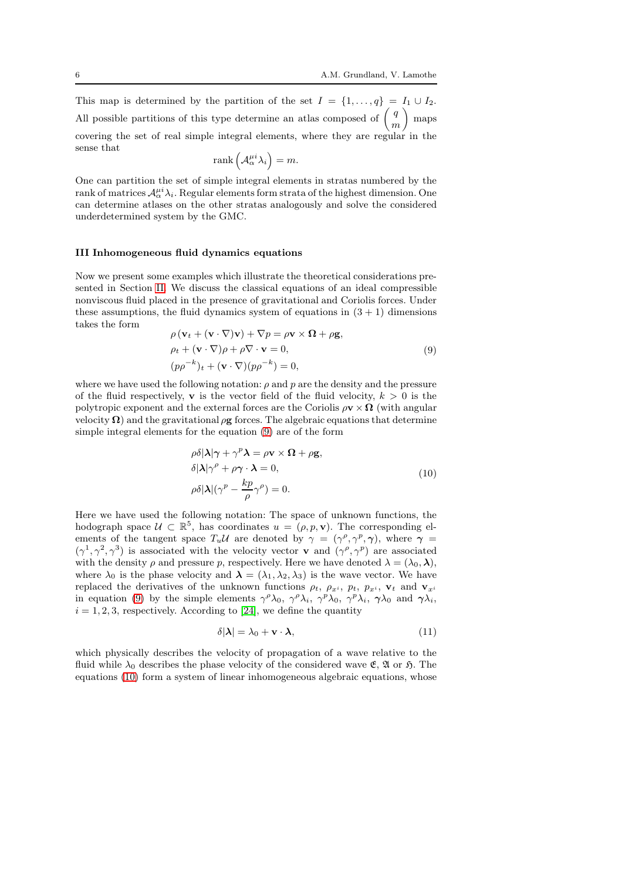This map is determined by the partition of the set $I = \{1, \ldots, q\} = I_1 \cup I_2$. All possible partitions of this type determine an atlas composed of $\binom{q}{m}$ maps covering the set of real simple integral elements, where they are regular in the sense that

$$\operatorname{rank}\left(\mathcal{A}_\alpha^{\mu i}\lambda_i\right) = m.$$

One can partition the set of simple integral elements in stratas numbered by the rank of matrices $\mathcal{A}_\alpha^{\mu i}\lambda_i$. Regular elements form strata of the highest dimension. One can determine atlases on the other stratas analogously and solve the considered underdetermined system by the GMC.

### III Inhomogeneous fluid dynamics equations

Now we present some examples which illustrate the theoretical considerations presented in Section II. We discuss the classical equations of an ideal compressible nonviscous fluid placed in the presence of gravitational and Coriolis forces. Under these assumptions, the fluid dynamics system of equations in $(3+1)$ dimensions takes the form

$$\begin{aligned}
&\rho\left(\mathbf{v}_t + (\mathbf{v}\cdot\nabla)\mathbf{v}\right) + \nabla p = \rho\mathbf{v}\times\mathbf{\Omega} + \rho\mathbf{g}, \\
&\rho_t + (\mathbf{v}\cdot\nabla)\rho + \rho\nabla\cdot\mathbf{v} = 0, \\
&(p\rho^{-k})_t + (\mathbf{v}\cdot\nabla)(p\rho^{-k}) = 0,
\end{aligned} \tag{9}$$

where we have used the following notation: $\rho$ and $p$ are the density and the pressure of the fluid respectively, $\mathbf{v}$ is the vector field of the fluid velocity, $k > 0$ is the polytropic exponent and the external forces are the Coriolis $\rho\mathbf{v}\times\mathbf{\Omega}$ (with angular velocity $\mathbf{\Omega}$) and the gravitational $\rho\mathbf{g}$ forces. The algebraic equations that determine simple integral elements for the equation (9) are of the form

$$\begin{aligned}
&\rho\delta|\boldsymbol{\lambda}|\boldsymbol{\gamma} + \gamma^p\boldsymbol{\lambda} = \rho\mathbf{v}\times\mathbf{\Omega} + \rho\mathbf{g}, \\
&\delta|\boldsymbol{\lambda}|\gamma^\rho + \rho\boldsymbol{\gamma}\cdot\boldsymbol{\lambda} = 0, \\
&\rho\delta|\boldsymbol{\lambda}|(\gamma^p - \frac{kp}{\rho}\gamma^\rho) = 0.
\end{aligned} \tag{10}$$

Here we have used the following notation: The space of unknown functions, the hodograph space $\mathcal{U} \subset \mathbb{R}^5$, has coordinates $u = (\rho, p, \mathbf{v})$. The corresponding elements of the tangent space $T_u\mathcal{U}$ are denoted by $\gamma = (\gamma^\rho, \gamma^p, \boldsymbol{\gamma})$, where $\boldsymbol{\gamma} = (\gamma^1, \gamma^2, \gamma^3)$ is associated with the velocity vector $\mathbf{v}$ and $(\gamma^\rho, \gamma^p)$ are associated with the density $\rho$ and pressure $p$, respectively. Here we have denoted $\lambda = (\lambda_0, \boldsymbol{\lambda})$, where $\lambda_0$ is the phase velocity and $\boldsymbol{\lambda} = (\lambda_1, \lambda_2, \lambda_3)$ is the wave vector. We have replaced the derivatives of the unknown functions $\rho_t$, $\rho_{x^i}$, $p_t$, $p_{x^i}$, $\mathbf{v}_t$ and $\mathbf{v}_{x^i}$ in equation (9) by the simple elements $\gamma^\rho\lambda_0$, $\gamma^\rho\lambda_i$, $\gamma^p\lambda_0$, $\gamma^p\lambda_i$, $\boldsymbol{\gamma}\lambda_0$ and $\boldsymbol{\gamma}\lambda_i$, $i = 1, 2, 3$, respectively. According to [24], we define the quantity

$$\delta|\boldsymbol{\lambda}| = \lambda_0 + \mathbf{v}\cdot\boldsymbol{\lambda}, \tag{11}$$

which physically describes the velocity of propagation of a wave relative to the fluid while $\lambda_0$ describes the phase velocity of the considered wave $\mathfrak{E}$, $\mathfrak{A}$ or $\mathfrak{H}$. The equations (10) form a system of linear inhomogeneous algebraic equations, whose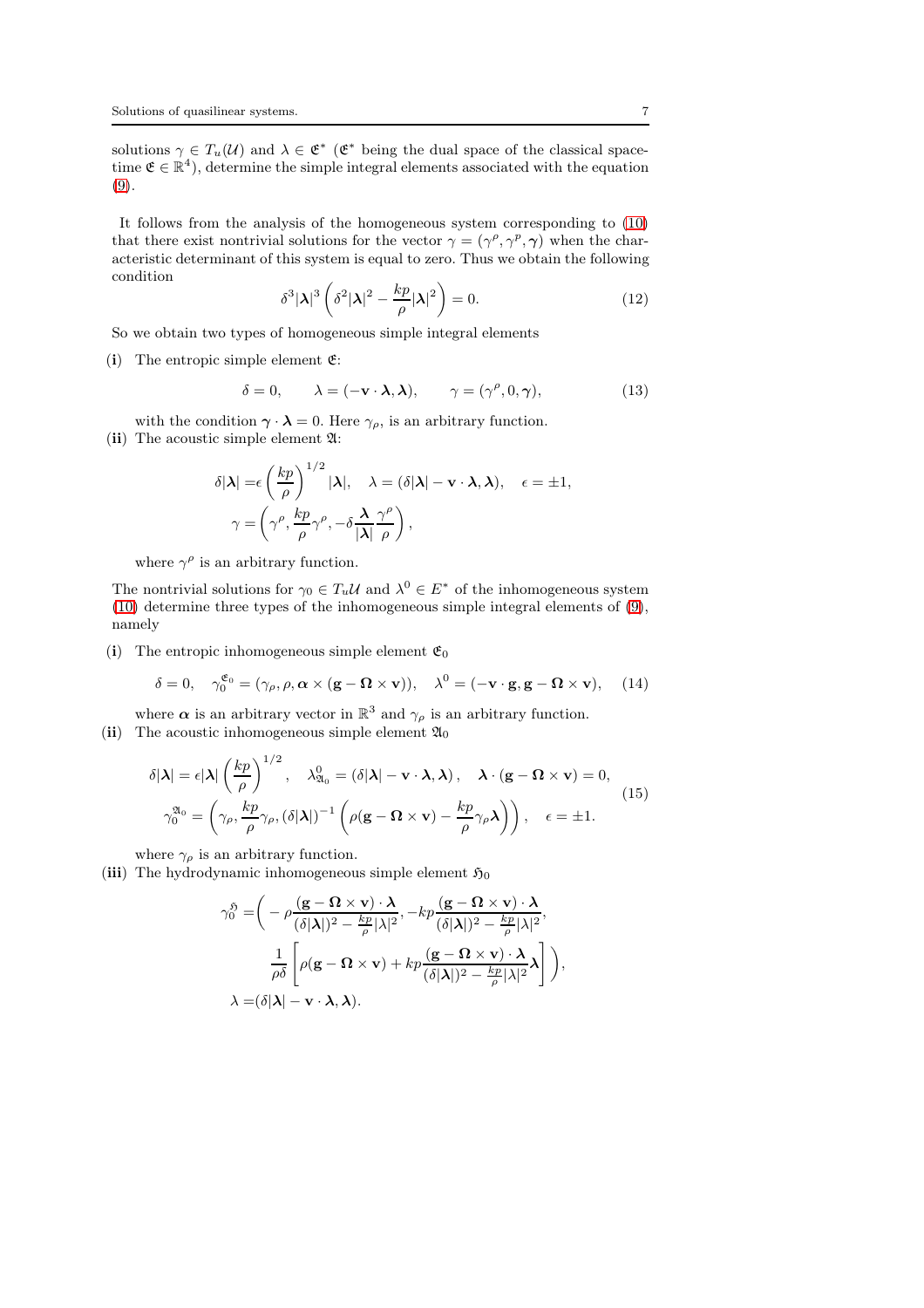solutions $\gamma \in T_u(\mathcal{U})$ and $\lambda \in \mathfrak{E}^*$ ($\mathfrak{E}^*$ being the dual space of the classical space-time $\mathfrak{E} \in \mathbb{R}^4$), determine the simple integral elements associated with the equation (9).

It follows from the analysis of the homogeneous system corresponding to (10) that there exist nontrivial solutions for the vector $\gamma = (\gamma^\rho, \gamma^p, \boldsymbol{\gamma})$ when the characteristic determinant of this system is equal to zero. Thus we obtain the following condition

$$\delta^3|\boldsymbol{\lambda}|^3\left(\delta^2|\boldsymbol{\lambda}|^2 - \frac{kp}{\rho}|\boldsymbol{\lambda}|^2\right) = 0. \tag{12}$$

So we obtain two types of homogeneous simple integral elements

**(i)** The entropic simple element $\mathfrak{E}$:

$$\delta = 0, \qquad \lambda = (-\mathbf{v}\cdot\boldsymbol{\lambda}, \boldsymbol{\lambda}), \qquad \gamma = (\gamma^\rho, 0, \boldsymbol{\gamma}), \tag{13}$$

with the condition $\boldsymbol{\gamma}\cdot\boldsymbol{\lambda} = 0$. Here $\gamma_\rho$, is an arbitrary function.

**(ii)** The acoustic simple element $\mathfrak{A}$:

$$\delta|\boldsymbol{\lambda}| = \epsilon\left(\frac{kp}{\rho}\right)^{1/2}|\boldsymbol{\lambda}|, \quad \lambda = (\delta|\boldsymbol{\lambda}| - \mathbf{v}\cdot\boldsymbol{\lambda}, \boldsymbol{\lambda}), \quad \epsilon = \pm 1,$$
$$\gamma = \left(\gamma^\rho, \frac{kp}{\rho}\gamma^\rho, -\delta\frac{\boldsymbol{\lambda}}{|\boldsymbol{\lambda}|}\frac{\gamma^\rho}{\rho}\right),$$

where $\gamma^\rho$ is an arbitrary function.

The nontrivial solutions for $\gamma_0 \in T_u\mathcal{U}$ and $\lambda^0 \in E^*$ of the inhomogeneous system (10) determine three types of the inhomogeneous simple integral elements of (9), namely

**(i)** The entropic inhomogeneous simple element $\mathfrak{E}_0$

$$\delta = 0, \quad \gamma_0^{\mathfrak{E}_0} = (\gamma_\rho, \rho, \boldsymbol{\alpha}\times(\mathbf{g} - \boldsymbol{\Omega}\times\mathbf{v})), \quad \lambda^0 = (-\mathbf{v}\cdot\mathbf{g}, \mathbf{g} - \boldsymbol{\Omega}\times\mathbf{v}), \tag{14}$$

where $\boldsymbol{\alpha}$ is an arbitrary vector in $\mathbb{R}^3$ and $\gamma_\rho$ is an arbitrary function.

**(ii)** The acoustic inhomogeneous simple element $\mathfrak{A}_0$

$$\begin{gathered}\delta|\boldsymbol{\lambda}| = \epsilon|\boldsymbol{\lambda}|\left(\frac{kp}{\rho}\right)^{1/2}, \quad \lambda^0_{\mathfrak{A}_0} = (\delta|\boldsymbol{\lambda}| - \mathbf{v}\cdot\boldsymbol{\lambda}, \boldsymbol{\lambda}), \quad \boldsymbol{\lambda}\cdot(\mathbf{g} - \boldsymbol{\Omega}\times\mathbf{v}) = 0,\\ \gamma_0^{\mathfrak{A}_0} = \left(\gamma_\rho, \frac{kp}{\rho}\gamma_\rho, (\delta|\boldsymbol{\lambda}|)^{-1}\left(\rho(\mathbf{g} - \boldsymbol{\Omega}\times\mathbf{v}) - \frac{kp}{\rho}\gamma_\rho\boldsymbol{\lambda}\right)\right), \quad \epsilon = \pm 1.\end{gathered} \tag{15}$$

where $\gamma_\rho$ is an arbitrary function.

**(iii)** The hydrodynamic inhomogeneous simple element $\mathfrak{H}_0$

$$\begin{aligned}\gamma_0^{\mathfrak{H}} = &\Bigg(-\rho\frac{(\mathbf{g} - \boldsymbol{\Omega}\times\mathbf{v})\cdot\boldsymbol{\lambda}}{(\delta|\boldsymbol{\lambda}|)^2 - \frac{kp}{\rho}|\lambda|^2}, -kp\frac{(\mathbf{g} - \boldsymbol{\Omega}\times\mathbf{v})\cdot\boldsymbol{\lambda}}{(\delta|\boldsymbol{\lambda}|)^2 - \frac{kp}{\rho}|\lambda|^2},\\ &\frac{1}{\rho\delta}\left[\rho(\mathbf{g} - \boldsymbol{\Omega}\times\mathbf{v}) + kp\frac{(\mathbf{g} - \boldsymbol{\Omega}\times\mathbf{v})\cdot\boldsymbol{\lambda}}{(\delta|\boldsymbol{\lambda}|)^2 - \frac{kp}{\rho}|\lambda|^2}\boldsymbol{\lambda}\right]\Bigg),\\ \lambda = &(\delta|\boldsymbol{\lambda}| - \mathbf{v}\cdot\boldsymbol{\lambda}, \boldsymbol{\lambda}).\end{aligned}$$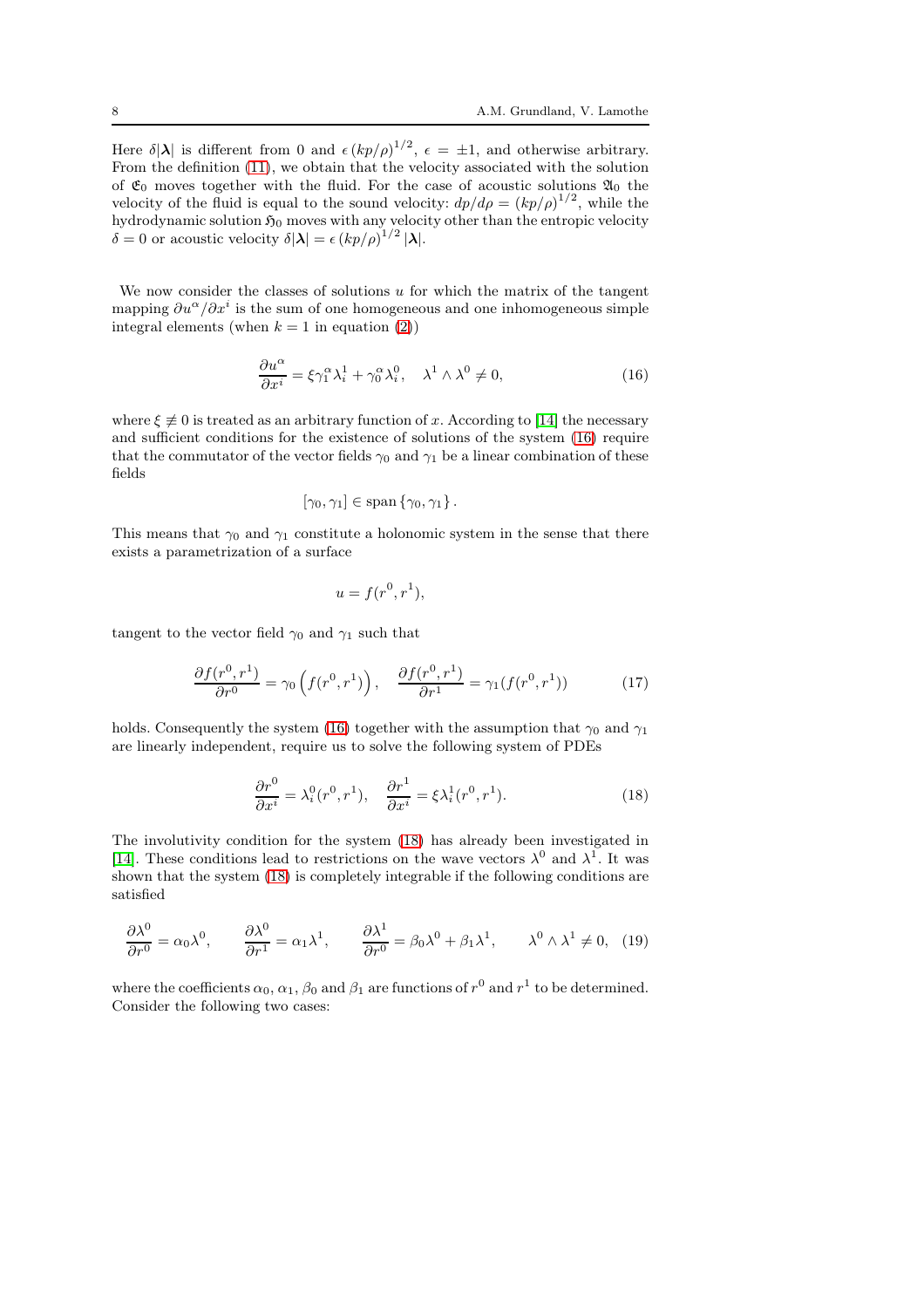Here $\delta|\boldsymbol{\lambda}|$ is different from 0 and $\epsilon\,(kp/\rho)^{1/2}$, $\epsilon=\pm1$, and otherwise arbitrary. From the definition (11), we obtain that the velocity associated with the solution of $\mathfrak{E}_0$ moves together with the fluid. For the case of acoustic solutions $\mathfrak{A}_0$ the velocity of the fluid is equal to the sound velocity: $dp/d\rho=(kp/\rho)^{1/2}$, while the hydrodynamic solution $\mathfrak{H}_0$ moves with any velocity other than the entropic velocity $\delta=0$ or acoustic velocity $\delta|\boldsymbol{\lambda}|=\epsilon\,(kp/\rho)^{1/2}\,|\boldsymbol{\lambda}|$.

We now consider the classes of solutions $u$ for which the matrix of the tangent mapping $\partial u^\alpha/\partial x^i$ is the sum of one homogeneous and one inhomogeneous simple integral elements (when $k=1$ in equation (2))

$$\frac{\partial u^\alpha}{\partial x^i}=\xi\gamma_1^\alpha\lambda_i^1+\gamma_0^\alpha\lambda_i^0,\quad \lambda^1\wedge\lambda^0\neq 0, \tag{16}$$

where $\xi\not\equiv 0$ is treated as an arbitrary function of $x$. According to [14] the necessary and sufficient conditions for the existence of solutions of the system (16) require that the commutator of the vector fields $\gamma_0$ and $\gamma_1$ be a linear combination of these fields

$$[\gamma_0,\gamma_1]\in\operatorname{span}\{\gamma_0,\gamma_1\}.$$

This means that $\gamma_0$ and $\gamma_1$ constitute a holonomic system in the sense that there exists a parametrization of a surface

$$u=f(r^0,r^1),$$

tangent to the vector field $\gamma_0$ and $\gamma_1$ such that

$$\frac{\partial f(r^0,r^1)}{\partial r^0}=\gamma_0\left(f(r^0,r^1)\right),\quad \frac{\partial f(r^0,r^1)}{\partial r^1}=\gamma_1(f(r^0,r^1)) \tag{17}$$

holds. Consequently the system (16) together with the assumption that $\gamma_0$ and $\gamma_1$ are linearly independent, require us to solve the following system of PDEs

$$\frac{\partial r^0}{\partial x^i}=\lambda_i^0(r^0,r^1),\quad \frac{\partial r^1}{\partial x^i}=\xi\lambda_i^1(r^0,r^1). \tag{18}$$

The involutivity condition for the system (18) has already been investigated in [14]. These conditions lead to restrictions on the wave vectors $\lambda^0$ and $\lambda^1$. It was shown that the system (18) is completely integrable if the following conditions are satisfied

$$\frac{\partial\lambda^0}{\partial r^0}=\alpha_0\lambda^0,\qquad \frac{\partial\lambda^0}{\partial r^1}=\alpha_1\lambda^1,\qquad \frac{\partial\lambda^1}{\partial r^0}=\beta_0\lambda^0+\beta_1\lambda^1,\qquad \lambda^0\wedge\lambda^1\neq 0, \tag{19}$$

where the coefficients $\alpha_0$, $\alpha_1$, $\beta_0$ and $\beta_1$ are functions of $r^0$ and $r^1$ to be determined. Consider the following two cases: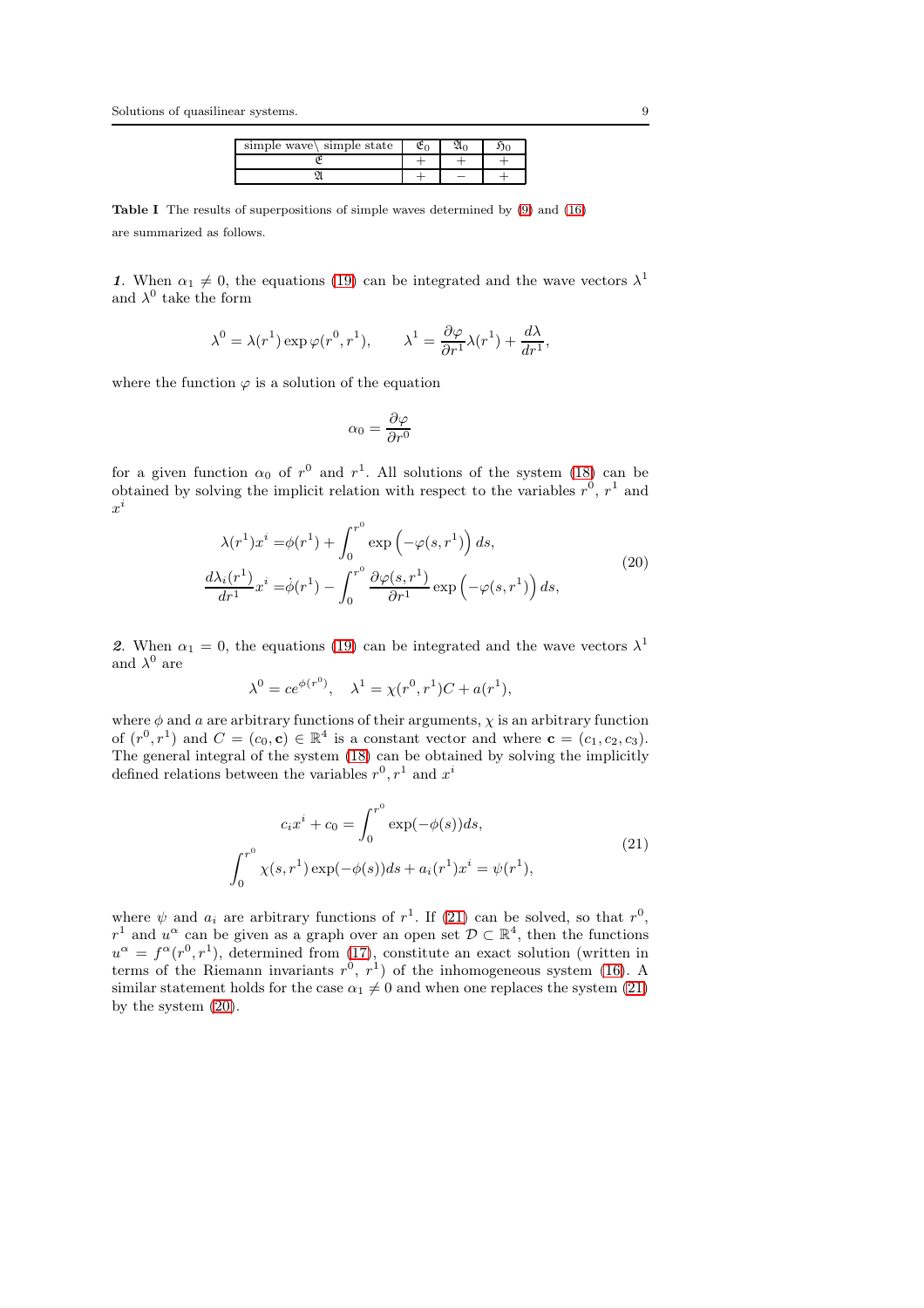| simple wave \ simple state | $\mathfrak{E}_0$ | $\mathfrak{A}_0$ | $\mathfrak{H}_0$ |
|---|---|---|---|
| $\mathfrak{E}$ | + | + | + |
| $\mathfrak{A}$ | + | − | + |

**Table I** The results of superpositions of simple waves determined by (9) and (16) are summarized as follows.

***1***. When $\alpha_1 \neq 0$, the equations (19) can be integrated and the wave vectors $\lambda^1$ and $\lambda^0$ take the form

$$\lambda^0 = \lambda(r^1) \exp \varphi(r^0, r^1), \qquad \lambda^1 = \frac{\partial \varphi}{\partial r^1} \lambda(r^1) + \frac{d\lambda}{dr^1},$$

where the function $\varphi$ is a solution of the equation

$$\alpha_0 = \frac{\partial \varphi}{\partial r^0}$$

for a given function $\alpha_0$ of $r^0$ and $r^1$. All solutions of the system (18) can be obtained by solving the implicit relation with respect to the variables $r^0$, $r^1$ and $x^i$

$$\begin{aligned}
\lambda(r^1) x^i &= \phi(r^1) + \int_0^{r^0} \exp\Big(-\varphi(s, r^1)\Big)\, ds, \\
\frac{d\lambda_i(r^1)}{dr^1} x^i &= \dot{\phi}(r^1) - \int_0^{r^0} \frac{\partial \varphi(s, r^1)}{\partial r^1} \exp\Big(-\varphi(s, r^1)\Big)\, ds,
\end{aligned} \tag{20}$$

***2***. When $\alpha_1 = 0$, the equations (19) can be integrated and the wave vectors $\lambda^1$ and $\lambda^0$ are

$$\lambda^0 = c e^{\phi(r^0)}, \quad \lambda^1 = \chi(r^0, r^1) C + a(r^1),$$

where $\phi$ and $a$ are arbitrary functions of their arguments, $\chi$ is an arbitrary function of $(r^0, r^1)$ and $C = (c_0, \mathbf{c}) \in \mathbb{R}^4$ is a constant vector and where $\mathbf{c} = (c_1, c_2, c_3)$. The general integral of the system (18) can be obtained by solving the implicitly defined relations between the variables $r^0, r^1$ and $x^i$

$$\begin{aligned}
c_i x^i + c_0 &= \int_0^{r^0} \exp(-\phi(s)) ds, \\
\int_0^{r^0} \chi(s, r^1) \exp(-\phi(s)) ds &+ a_i(r^1) x^i = \psi(r^1),
\end{aligned} \tag{21}$$

where $\psi$ and $a_i$ are arbitrary functions of $r^1$. If (21) can be solved, so that $r^0$, $r^1$ and $u^\alpha$ can be given as a graph over an open set $\mathcal{D} \subset \mathbb{R}^4$, then the functions $u^\alpha = f^\alpha(r^0, r^1)$, determined from (17), constitute an exact solution (written in terms of the Riemann invariants $r^0$, $r^1$) of the inhomogeneous system (16). A similar statement holds for the case $\alpha_1 \neq 0$ and when one replaces the system (21) by the system (20).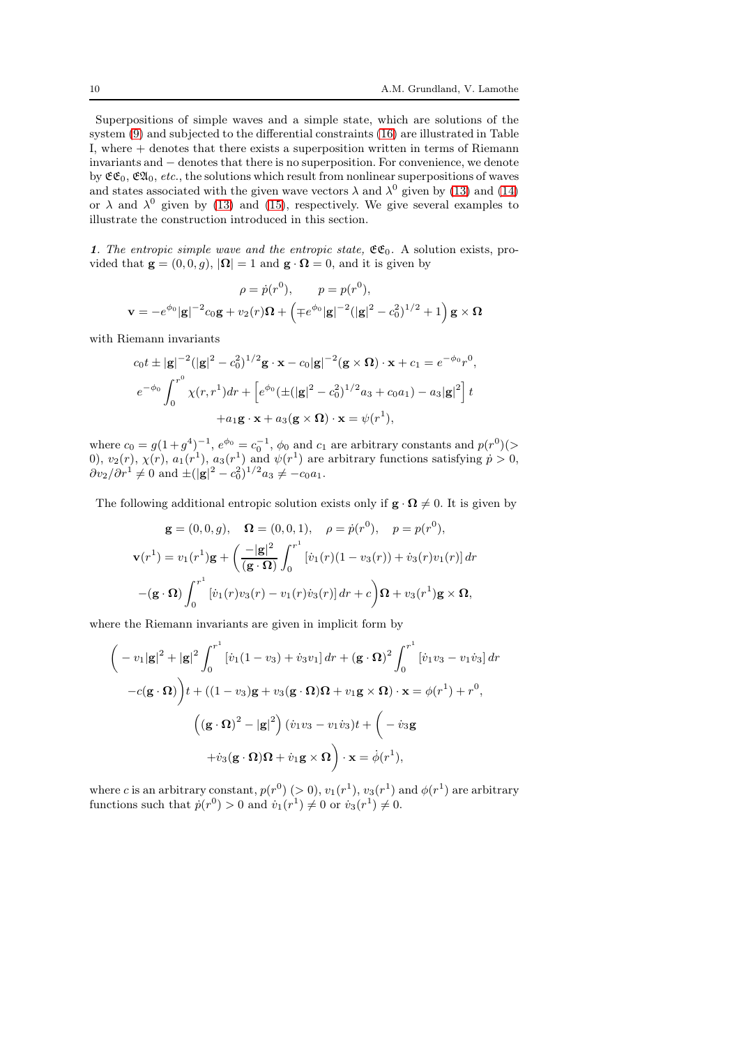Superpositions of simple waves and a simple state, which are solutions of the system (9) and subjected to the differential constraints (16) are illustrated in Table I, where + denotes that there exists a superposition written in terms of Riemann invariants and − denotes that there is no superposition. For convenience, we denote by $\mathfrak{E}\mathfrak{E}_0$, $\mathfrak{E}\mathfrak{A}_0$, *etc.*, the solutions which result from nonlinear superpositions of waves and states associated with the given wave vectors $\lambda$ and $\lambda^0$ given by (13) and (14) or $\lambda$ and $\lambda^0$ given by (13) and (15), respectively. We give several examples to illustrate the construction introduced in this section.

***1**. The entropic simple wave and the entropic state, $\mathfrak{E}\mathfrak{E}_0$.* A solution exists, provided that $\mathbf{g} = (0, 0, g)$, $|\boldsymbol{\Omega}| = 1$ and $\mathbf{g} \cdot \boldsymbol{\Omega} = 0$, and it is given by

$$
\rho = \dot{p}(r^0), \qquad p = p(r^0),
$$

$$
\mathbf{v} = -e^{\phi_0} |\mathbf{g}|^{-2} c_0 \mathbf{g} + v_2(r)\boldsymbol{\Omega} + \left( \mp e^{\phi_0} |\mathbf{g}|^{-2} (|\mathbf{g}|^2 - c_0^2)^{1/2} + 1 \right) \mathbf{g} \times \boldsymbol{\Omega}
$$

with Riemann invariants

$$
c_0 t \pm |\mathbf{g}|^{-2} (|\mathbf{g}|^2 - c_0^2)^{1/2} \mathbf{g} \cdot \mathbf{x} - c_0 |\mathbf{g}|^{-2} (\mathbf{g} \times \boldsymbol{\Omega}) \cdot \mathbf{x} + c_1 = e^{-\phi_0} r^0,
$$

$$
e^{-\phi_0} \int_0^{r^0} \chi(r, r^1) dr + \left[ e^{\phi_0} (\pm (|\mathbf{g}|^2 - c_0^2)^{1/2} a_3 + c_0 a_1) - a_3 |\mathbf{g}|^2 \right] t
$$

$$
+ a_1 \mathbf{g} \cdot \mathbf{x} + a_3 (\mathbf{g} \times \boldsymbol{\Omega}) \cdot \mathbf{x} = \psi(r^1),
$$

where $c_0 = g(1 + g^4)^{-1}$, $e^{\phi_0} = c_0^{-1}$, $\phi_0$ and $c_1$ are arbitrary constants and $p(r^0) (> 0)$, $v_2(r)$, $\chi(r)$, $a_1(r^1)$, $a_3(r^1)$ and $\psi(r^1)$ are arbitrary functions satisfying $\dot{p} > 0$, $\partial v_2 / \partial r^1 \neq 0$ and $\pm (|\mathbf{g}|^2 - c_0^2)^{1/2} a_3 \neq -c_0 a_1$.

The following additional entropic solution exists only if $\mathbf{g} \cdot \boldsymbol{\Omega} \neq 0$. It is given by

$$
\mathbf{g} = (0, 0, g), \quad \boldsymbol{\Omega} = (0, 0, 1), \quad \rho = \dot{p}(r^0), \quad p = p(r^0),
$$

$$
\mathbf{v}(r^1) = v_1(r^1)\mathbf{g} + \left( \frac{-|\mathbf{g}|^2}{(\mathbf{g} \cdot \boldsymbol{\Omega})} \int_0^{r^1} \left[ \dot{v}_1(r)(1 - v_3(r)) + \dot{v}_3(r) v_1(r) \right] dr \right.
$$

$$
\left. -(\mathbf{g} \cdot \boldsymbol{\Omega}) \int_0^{r^1} \left[ \dot{v}_1(r) v_3(r) - v_1(r) \dot{v}_3(r) \right] dr + c \right) \boldsymbol{\Omega} + v_3(r^1) \mathbf{g} \times \boldsymbol{\Omega},
$$

where the Riemann invariants are given in implicit form by

$$
\left( -v_1 |\mathbf{g}|^2 + |\mathbf{g}|^2 \int_0^{r^1} \left[ \dot{v}_1 (1 - v_3) + \dot{v}_3 v_1 \right] dr + (\mathbf{g} \cdot \boldsymbol{\Omega})^2 \int_0^{r^1} \left[ \dot{v}_1 v_3 - v_1 \dot{v}_3 \right] dr \right.
$$

$$
\left. -c(\mathbf{g} \cdot \boldsymbol{\Omega}) \right) t + ((1 - v_3)\mathbf{g} + v_3 (\mathbf{g} \cdot \boldsymbol{\Omega})\boldsymbol{\Omega} + v_1 \mathbf{g} \times \boldsymbol{\Omega}) \cdot \mathbf{x} = \phi(r^1) + r^0,
$$

$$
\left( (\mathbf{g} \cdot \boldsymbol{\Omega})^2 - |\mathbf{g}|^2 \right) (\dot{v}_1 v_3 - v_1 \dot{v}_3) t + \left( -\dot{v}_3 \mathbf{g} \right.
$$

$$
\left. + \dot{v}_3 (\mathbf{g} \cdot \boldsymbol{\Omega})\boldsymbol{\Omega} + \dot{v}_1 \mathbf{g} \times \boldsymbol{\Omega} \right) \cdot \mathbf{x} = \dot{\phi}(r^1),
$$

where $c$ is an arbitrary constant, $p(r^0)$ $(> 0)$, $v_1(r^1)$, $v_3(r^1)$ and $\phi(r^1)$ are arbitrary functions such that $\dot{p}(r^0) > 0$ and $\dot{v}_1(r^1) \neq 0$ or $\dot{v}_3(r^1) \neq 0$.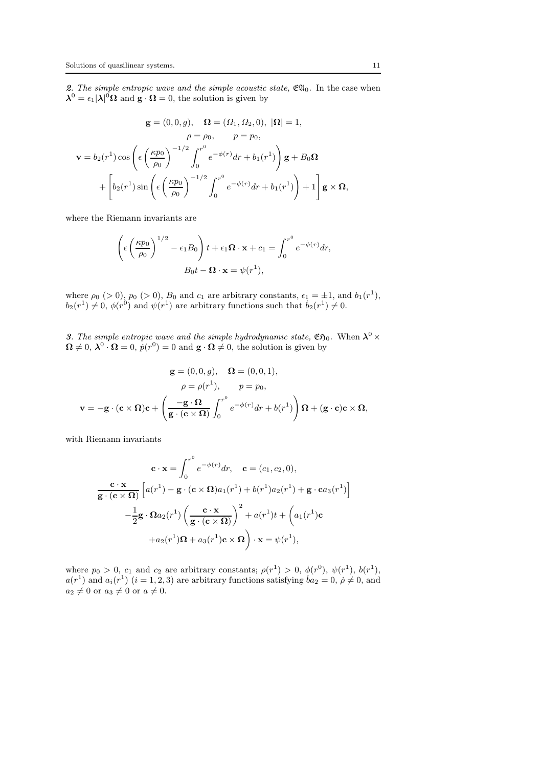*2. The simple entropic wave and the simple acoustic state,* $\mathfrak{E}\mathfrak{A}_0$. In the case when $\boldsymbol{\lambda}^0 = \epsilon_1 |\boldsymbol{\lambda}|^0 \boldsymbol{\Omega}$ and $\mathbf{g} \cdot \boldsymbol{\Omega} = 0$, the solution is given by

$$
\begin{gathered}
\mathbf{g} = (0,0,g), \quad \boldsymbol{\Omega} = (\Omega_1, \Omega_2, 0),\ |\boldsymbol{\Omega}| = 1, \\
\rho = \rho_0, \qquad p = p_0, \\
\mathbf{v} = b_2(r^1) \cos\left( \epsilon \left( \frac{\kappa p_0}{\rho_0} \right)^{-1/2} \int_0^{r^0} e^{-\phi(r)} dr + b_1(r^1) \right) \mathbf{g} + B_0 \boldsymbol{\Omega} \\
+ \left[ b_2(r^1) \sin\left( \epsilon \left( \frac{\kappa p_0}{\rho_0} \right)^{-1/2} \int_0^{r^0} e^{-\phi(r)} dr + b_1(r^1) \right) + 1 \right] \mathbf{g} \times \boldsymbol{\Omega},
\end{gathered}
$$

where the Riemann invariants are

$$
\begin{gathered}
\left( \epsilon \left( \frac{\kappa p_0}{\rho_0} \right)^{1/2} - \epsilon_1 B_0 \right) t + \epsilon_1 \boldsymbol{\Omega} \cdot \mathbf{x} + c_1 = \int_0^{r^0} e^{-\phi(r)} dr, \\
B_0 t - \boldsymbol{\Omega} \cdot \mathbf{x} = \psi(r^1),
\end{gathered}
$$

where $\rho_0$ ($> 0$), $p_0$ ($> 0$), $B_0$ and $c_1$ are arbitrary constants, $\epsilon_1 = \pm 1$, and $b_1(r^1)$, $b_2(r^1) \neq 0$, $\phi(r^0)$ and $\psi(r^1)$ are arbitrary functions such that $\dot{b}_2(r^1) \neq 0$.

*3. The simple entropic wave and the simple hydrodynamic state,* $\mathfrak{E}\mathfrak{H}_0$. When $\boldsymbol{\lambda}^0 \times \boldsymbol{\Omega} \neq 0$, $\boldsymbol{\lambda}^0 \cdot \boldsymbol{\Omega} = 0$, $\dot{p}(r^0) = 0$ and $\mathbf{g} \cdot \boldsymbol{\Omega} \neq 0$, the solution is given by

$$
\begin{gathered}
\mathbf{g} = (0,0,g), \quad \boldsymbol{\Omega} = (0,0,1), \\
\rho = \rho(r^1), \qquad p = p_0, \\
\mathbf{v} = -\mathbf{g} \cdot (\mathbf{c} \times \boldsymbol{\Omega}) \mathbf{c} + \left( \frac{-\mathbf{g} \cdot \boldsymbol{\Omega}}{\mathbf{g} \cdot (\mathbf{c} \times \boldsymbol{\Omega})} \int_0^{r^0} e^{-\phi(r)} dr + b(r^1) \right) \boldsymbol{\Omega} + (\mathbf{g} \cdot \mathbf{c}) \mathbf{c} \times \boldsymbol{\Omega},
\end{gathered}
$$

with Riemann invariants

$$
\begin{gathered}
\mathbf{c} \cdot \mathbf{x} = \int_0^{r^0} e^{-\phi(r)} dr, \quad \mathbf{c} = (c_1, c_2, 0), \\
\frac{\mathbf{c} \cdot \mathbf{x}}{\mathbf{g} \cdot (\mathbf{c} \times \boldsymbol{\Omega})} \left[ a(r^1) - \mathbf{g} \cdot (\mathbf{c} \times \boldsymbol{\Omega}) a_1(r^1) + b(r^1) a_2(r^1) + \mathbf{g} \cdot \mathbf{c} a_3(r^1) \right] \\
- \frac{1}{2} \mathbf{g} \cdot \boldsymbol{\Omega} a_2(r^1) \left( \frac{\mathbf{c} \cdot \mathbf{x}}{\mathbf{g} \cdot (\mathbf{c} \times \boldsymbol{\Omega})} \right)^2 + a(r^1) t + \Big( a_1(r^1) \mathbf{c} \\
+ a_2(r^1) \boldsymbol{\Omega} + a_3(r^1) \mathbf{c} \times \boldsymbol{\Omega} \Big) \cdot \mathbf{x} = \psi(r^1),
\end{gathered}
$$

where $p_0 > 0$, $c_1$ and $c_2$ are arbitrary constants; $\rho(r^1) > 0$, $\phi(r^0)$, $\psi(r^1)$, $b(r^1)$, $a(r^1)$ and $a_i(r^1)$ ($i = 1, 2, 3$) are arbitrary functions satisfying $\dot{b} a_2 = 0$, $\dot{\rho} \neq 0$, and $a_2 \neq 0$ or $a_3 \neq 0$ or $a \neq 0$.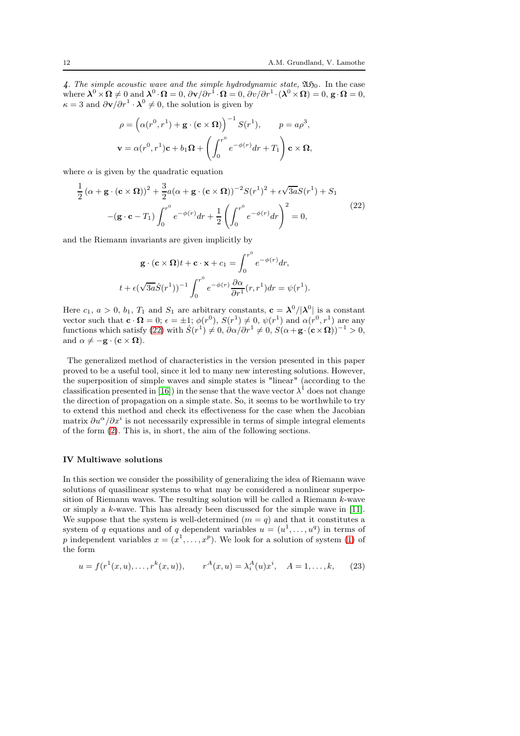*4. The simple acoustic wave and the simple hydrodynamic state,* $\mathfrak{A}\mathfrak{H}_0$. In the case where $\boldsymbol{\lambda}^0 \times \boldsymbol{\Omega} \neq 0$ and $\boldsymbol{\lambda}^0 \cdot \boldsymbol{\Omega} = 0$, $\partial \mathbf{v}/\partial r^1 \cdot \boldsymbol{\Omega} = 0$, $\partial v/\partial r^1 \cdot (\boldsymbol{\lambda}^0 \times \boldsymbol{\Omega}) = 0$, $\mathbf{g} \cdot \boldsymbol{\Omega} = 0$, $\kappa = 3$ and $\partial \mathbf{v}/\partial r^1 \cdot \boldsymbol{\lambda}^0 \neq 0$, the solution is given by

$$
\rho = \Big(\alpha(r^0, r^1) + \mathbf{g} \cdot (\mathbf{c} \times \boldsymbol{\Omega})\Big)^{-1} S(r^1), \qquad p = a\rho^3,
$$

$$
\mathbf{v} = \alpha(r^0, r^1)\mathbf{c} + b_1 \boldsymbol{\Omega} + \left( \int_0^{r^0} e^{-\phi(r)} dr + T_1 \right) \mathbf{c} \times \boldsymbol{\Omega},
$$

where $\alpha$ is given by the quadratic equation

$$
\begin{aligned}
&\frac{1}{2}\left(\alpha + \mathbf{g} \cdot (\mathbf{c} \times \boldsymbol{\Omega})\right)^2 + \frac{3}{2} a (\alpha + \mathbf{g} \cdot (\mathbf{c} \times \boldsymbol{\Omega}))^{-2} S(r^1)^2 + \epsilon \sqrt{3a} S(r^1) + S_1 \\
&-(\mathbf{g} \cdot \mathbf{c} - T_1) \int_0^{r^0} e^{-\phi(r)} dr + \frac{1}{2} \left( \int_0^{r^0} e^{-\phi(r)} dr \right)^2 = 0,
\end{aligned}
\tag{22}
$$

and the Riemann invariants are given implicitly by

$$
\mathbf{g} \cdot (\mathbf{c} \times \boldsymbol{\Omega}) t + \mathbf{c} \cdot \mathbf{x} + c_1 = \int_0^{r^0} e^{-\phi(r)} dr,
$$

$$
t + \epsilon (\sqrt{3a} \dot{S}(r^1))^{-1} \int_0^{r^0} e^{-\phi(r)} \frac{\partial \alpha}{\partial r^1}(r, r^1) dr = \psi(r^1).
$$

Here $c_1$, $a > 0$, $b_1$, $T_1$ and $S_1$ are arbitrary constants, $\mathbf{c} = \boldsymbol{\lambda}^0 / |\boldsymbol{\lambda}^0|$ is a constant vector such that $\mathbf{c} \cdot \boldsymbol{\Omega} = 0$; $\epsilon = \pm 1$; $\phi(r^0)$, $S(r^1) \neq 0$, $\psi(r^1)$ and $\alpha(r^0, r^1)$ are any functions which satisfy (22) with $\dot{S}(r^1) \neq 0$, $\partial \alpha / \partial r^1 \neq 0$, $S(\alpha + \mathbf{g} \cdot (\mathbf{c} \times \boldsymbol{\Omega}))^{-1} > 0$, and $\alpha \neq -\mathbf{g} \cdot (\mathbf{c} \times \boldsymbol{\Omega})$.

The generalized method of characteristics in the version presented in this paper proved to be a useful tool, since it led to many new interesting solutions. However, the superposition of simple waves and simple states is "linear" (according to the classification presented in [16]) in the sense that the wave vector $\lambda^1$ does not change the direction of propagation on a simple state. So, it seems to be worthwhile to try to extend this method and check its effectiveness for the case when the Jacobian matrix $\partial u^\alpha / \partial x^i$ is not necessarily expressible in terms of simple integral elements of the form (2). This is, in short, the aim of the following sections.

## IV Multiwave solutions

In this section we consider the possibility of generalizing the idea of Riemann wave solutions of quasilinear systems to what may be considered a nonlinear superposition of Riemann waves. The resulting solution will be called a Riemann $k$-wave or simply a $k$-wave. This has already been discussed for the simple wave in [11]. We suppose that the system is well-determined ($m = q$) and that it constitutes a system of $q$ equations and of $q$ dependent variables $u = (u^1, \ldots, u^q)$ in terms of $p$ independent variables $x = (x^1, \ldots, x^p)$. We look for a solution of system (1) of the form

$$
u = f(r^1(x, u), \ldots, r^k(x, u)), \qquad r^A(x, u) = \lambda_i^A(u) x^i, \quad A = 1, \ldots, k, \tag{23}
$$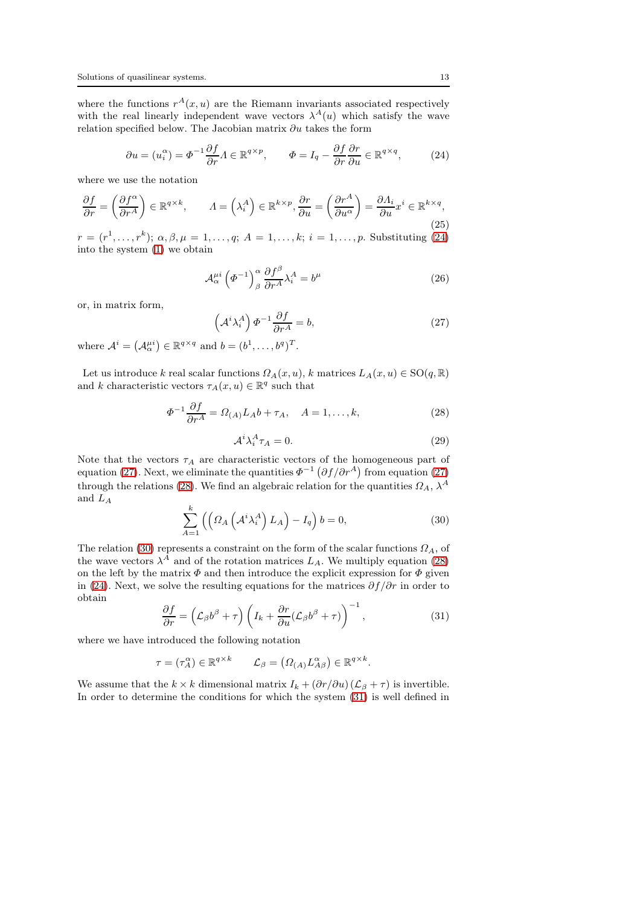where the functions $r^A(x,u)$ are the Riemann invariants associated respectively with the real linearly independent wave vectors $\lambda^A(u)$ which satisfy the wave relation specified below. The Jacobian matrix $\partial u$ takes the form

$$\partial u = (u_i^\alpha) = \Phi^{-1}\frac{\partial f}{\partial r}\Lambda \in \mathbb{R}^{q\times p}, \qquad \Phi = I_q - \frac{\partial f}{\partial r}\frac{\partial r}{\partial u} \in \mathbb{R}^{q\times q}, \tag{24}$$

where we use the notation

$$\frac{\partial f}{\partial r} = \left(\frac{\partial f^\alpha}{\partial r^A}\right) \in \mathbb{R}^{q\times k}, \qquad \Lambda = \left(\lambda_i^A\right) \in \mathbb{R}^{k\times p}, \frac{\partial r}{\partial u} = \left(\frac{\partial r^A}{\partial u^\alpha}\right) = \frac{\partial \Lambda_i}{\partial u}x^i \in \mathbb{R}^{k\times q}, \tag{25}$$

$r = (r^1,\ldots,r^k)$; $\alpha,\beta,\mu = 1,\ldots,q$; $A = 1,\ldots,k$; $i = 1,\ldots,p$. Substituting (24) into the system (1) we obtain

$$\mathcal{A}_\alpha^{\mu i}\left(\Phi^{-1}\right)_\beta^\alpha \frac{\partial f^\beta}{\partial r^A}\lambda_i^A = b^\mu \tag{26}$$

or, in matrix form,

$$\left(\mathcal{A}^i\lambda_i^A\right)\Phi^{-1}\frac{\partial f}{\partial r^A} = b, \tag{27}$$

where $\mathcal{A}^i = \left(\mathcal{A}_\alpha^{\mu i}\right) \in \mathbb{R}^{q\times q}$ and $b = (b^1,\ldots,b^q)^T$.

Let us introduce $k$ real scalar functions $\Omega_A(x,u)$, $k$ matrices $L_A(x,u) \in \mathrm{SO}(q,\mathbb{R})$ and $k$ characteristic vectors $\tau_A(x,u) \in \mathbb{R}^q$ such that

$$\Phi^{-1}\frac{\partial f}{\partial r^A} = \Omega_{(A)}L_A b + \tau_A, \quad A = 1,\ldots,k, \tag{28}$$

$$\mathcal{A}^i\lambda_i^A\tau_A = 0. \tag{29}$$

Note that the vectors $\tau_A$ are characteristic vectors of the homogeneous part of equation (27). Next, we eliminate the quantities $\Phi^{-1}\left(\partial f/\partial r^A\right)$ from equation (27) through the relations (28). We find an algebraic relation for the quantities $\Omega_A$, $\lambda^A$ and $L_A$

$$\sum_{A=1}^{k}\left(\left(\Omega_A\left(\mathcal{A}^i\lambda_i^A\right)L_A\right) - I_q\right)b = 0, \tag{30}$$

The relation (30) represents a constraint on the form of the scalar functions $\Omega_A$, of the wave vectors $\lambda^A$ and of the rotation matrices $L_A$. We multiply equation (28) on the left by the matrix $\Phi$ and then introduce the explicit expression for $\Phi$ given in (24). Next, we solve the resulting equations for the matrices $\partial f/\partial r$ in order to obtain

$$\frac{\partial f}{\partial r} = \left(\mathcal{L}_\beta b^\beta + \tau\right)\left(I_k + \frac{\partial r}{\partial u}(\mathcal{L}_\beta b^\beta + \tau)\right)^{-1}, \tag{31}$$

where we have introduced the following notation

$$\tau = (\tau_A^\alpha) \in \mathbb{R}^{q\times k} \qquad \mathcal{L}_\beta = \left(\Omega_{(A)}L_{A\beta}^\alpha\right) \in \mathbb{R}^{q\times k}.$$

We assume that the $k\times k$ dimensional matrix $I_k + (\partial r/\partial u)\left(\mathcal{L}_\beta + \tau\right)$ is invertible. In order to determine the conditions for which the system (31) is well defined in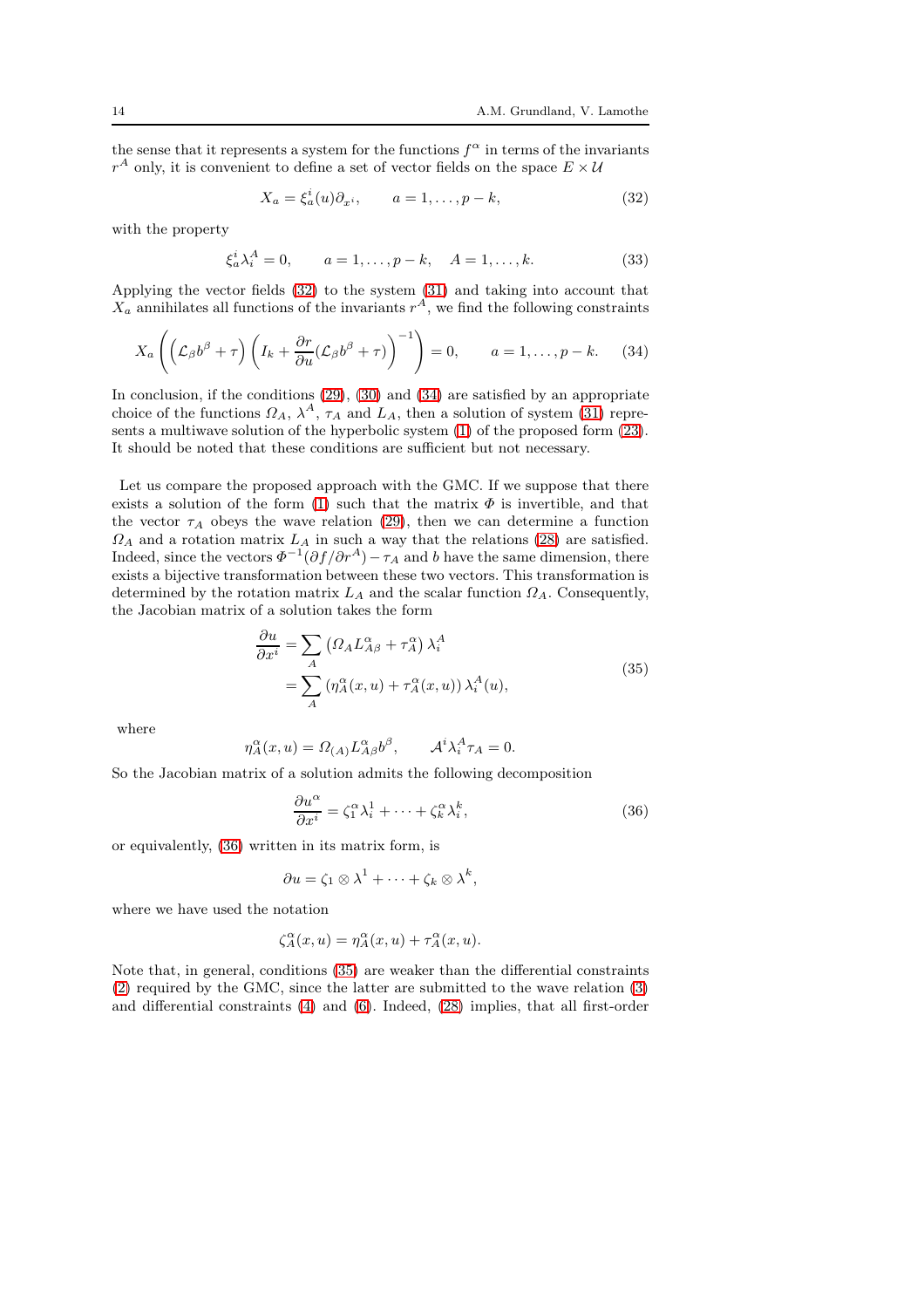the sense that it represents a system for the functions $f^\alpha$ in terms of the invariants $r^A$ only, it is convenient to define a set of vector fields on the space $E \times \mathcal{U}$

$$X_a = \xi_a^i(u)\partial_{x^i}, \qquad a = 1, \dots, p-k, \tag{32}$$

with the property

$$\xi_a^i \lambda_i^A = 0, \qquad a = 1, \dots, p-k, \quad A = 1, \dots, k. \tag{33}$$

Applying the vector fields (32) to the system (31) and taking into account that $X_a$ annihilates all functions of the invariants $r^A$, we find the following constraints

$$X_a \left( \left( \mathcal{L}_\beta b^\beta + \tau \right) \left( I_k + \frac{\partial r}{\partial u} (\mathcal{L}_\beta b^\beta + \tau) \right)^{-1} \right) = 0, \qquad a = 1, \dots, p-k. \tag{34}$$

In conclusion, if the conditions (29), (30) and (34) are satisfied by an appropriate choice of the functions $\Omega_A$, $\lambda^A$, $\tau_A$ and $L_A$, then a solution of system (31) represents a multiwave solution of the hyperbolic system (1) of the proposed form (23). It should be noted that these conditions are sufficient but not necessary.

Let us compare the proposed approach with the GMC. If we suppose that there exists a solution of the form (1) such that the matrix $\Phi$ is invertible, and that the vector $\tau_A$ obeys the wave relation (29), then we can determine a function $\Omega_A$ and a rotation matrix $L_A$ in such a way that the relations (28) are satisfied. Indeed, since the vectors $\Phi^{-1}(\partial f / \partial r^A) - \tau_A$ and $b$ have the same dimension, there exists a bijective transformation between these two vectors. This transformation is determined by the rotation matrix $L_A$ and the scalar function $\Omega_A$. Consequently, the Jacobian matrix of a solution takes the form

$$\begin{aligned} \frac{\partial u}{\partial x^i} &= \sum_A \left( \Omega_A L_{A\beta}^\alpha + \tau_A^\alpha \right) \lambda_i^A \\ &= \sum_A \left( \eta_A^\alpha(x,u) + \tau_A^\alpha(x,u) \right) \lambda_i^A(u), \end{aligned} \tag{35}$$

where

$$\eta_A^\alpha(x,u) = \Omega_{(A)} L_{A\beta}^\alpha b^\beta, \qquad \mathcal{A}^i \lambda_i^A \tau_A = 0.$$

So the Jacobian matrix of a solution admits the following decomposition

$$\frac{\partial u^\alpha}{\partial x^i} = \zeta_1^\alpha \lambda_i^1 + \dots + \zeta_k^\alpha \lambda_i^k, \tag{36}$$

or equivalently, (36) written in its matrix form, is

$$\partial u = \zeta_1 \otimes \lambda^1 + \dots + \zeta_k \otimes \lambda^k,$$

where we have used the notation

$$\zeta_A^\alpha(x,u) = \eta_A^\alpha(x,u) + \tau_A^\alpha(x,u).$$

Note that, in general, conditions (35) are weaker than the differential constraints (2) required by the GMC, since the latter are submitted to the wave relation (3) and differential constraints (4) and (6). Indeed, (28) implies, that all first-order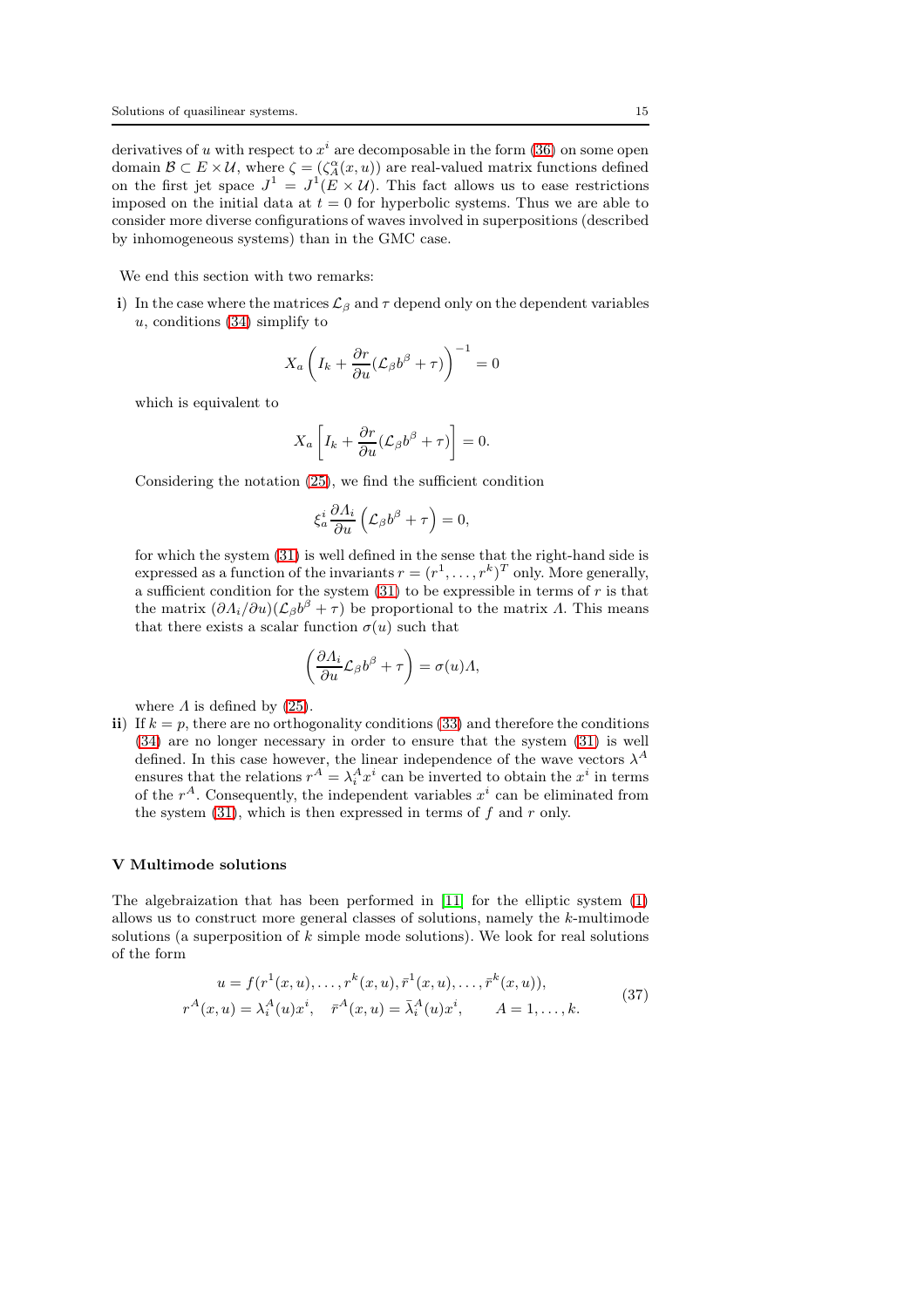derivatives of $u$ with respect to $x^i$ are decomposable in the form (36) on some open domain $\mathcal{B} \subset E \times \mathcal{U}$, where $\zeta = (\zeta_A^\alpha(x, u))$ are real-valued matrix functions defined on the first jet space $J^1 = J^1(E \times \mathcal{U})$. This fact allows us to ease restrictions imposed on the initial data at $t = 0$ for hyperbolic systems. Thus we are able to consider more diverse configurations of waves involved in superpositions (described by inhomogeneous systems) than in the GMC case.

We end this section with two remarks:

**i)** In the case where the matrices $\mathcal{L}_\beta$ and $\tau$ depend only on the dependent variables $u$, conditions (34) simplify to

$$X_a \left( I_k + \frac{\partial r}{\partial u} (\mathcal{L}_\beta b^\beta + \tau) \right)^{-1} = 0$$

which is equivalent to

$$X_a \left[ I_k + \frac{\partial r}{\partial u} (\mathcal{L}_\beta b^\beta + \tau) \right] = 0.$$

Considering the notation (25), we find the sufficient condition

$$\xi_a^i \frac{\partial \Lambda_i}{\partial u} \left( \mathcal{L}_\beta b^\beta + \tau \right) = 0,$$

for which the system (31) is well defined in the sense that the right-hand side is expressed as a function of the invariants $r = (r^1, \dots, r^k)^T$ only. More generally, a sufficient condition for the system (31) to be expressible in terms of $r$ is that the matrix $(\partial \Lambda_i / \partial u)(\mathcal{L}_\beta b^\beta + \tau)$ be proportional to the matrix $\Lambda$. This means that there exists a scalar function $\sigma(u)$ such that

$$\left( \frac{\partial \Lambda_i}{\partial u} \mathcal{L}_\beta b^\beta + \tau \right) = \sigma(u) \Lambda,$$

where $\Lambda$ is defined by (25).

**ii)** If $k = p$, there are no orthogonality conditions (33) and therefore the conditions (34) are no longer necessary in order to ensure that the system (31) is well defined. In this case however, the linear independence of the wave vectors $\lambda^A$ ensures that the relations $r^A = \lambda_i^A x^i$ can be inverted to obtain the $x^i$ in terms of the $r^A$. Consequently, the independent variables $x^i$ can be eliminated from the system (31), which is then expressed in terms of $f$ and $r$ only.

## V Multimode solutions

The algebraization that has been performed in [11] for the elliptic system (1) allows us to construct more general classes of solutions, namely the $k$-multimode solutions (a superposition of $k$ simple mode solutions). We look for real solutions of the form

$$\begin{aligned} u = f(r^1(x,u), \dots, r^k(x,u), \bar{r}^1(x,u), \dots, \bar{r}^k(x,u)), \\ r^A(x,u) = \lambda_i^A(u) x^i, \quad \bar{r}^A(x,u) = \bar{\lambda}_i^A(u) x^i, \qquad A = 1, \dots, k. \end{aligned} \tag{37}$$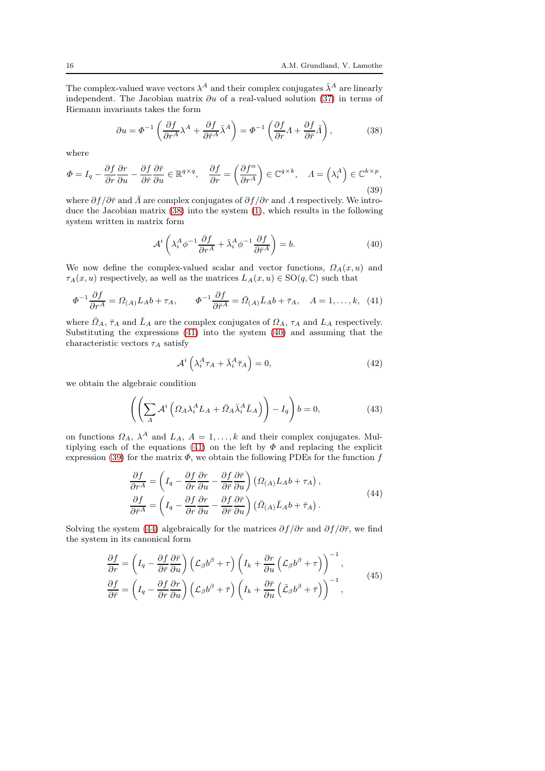The complex-valued wave vectors $\lambda^A$ and their complex conjugates $\bar{\lambda}^A$ are linearly independent. The Jacobian matrix $\partial u$ of a real-valued solution (37) in terms of Riemann invariants takes the form

$$\partial u = \Phi^{-1}\left(\frac{\partial f}{\partial r^A}\lambda^A + \frac{\partial f}{\partial \bar{r}^A}\bar{\lambda}^A\right) = \Phi^{-1}\left(\frac{\partial f}{\partial r}\Lambda + \frac{\partial f}{\partial \bar{r}}\bar{\Lambda}\right), \tag{38}$$

where

$$\Phi = I_q - \frac{\partial f}{\partial r}\frac{\partial r}{\partial u} - \frac{\partial f}{\partial \bar{r}}\frac{\partial \bar{r}}{\partial u} \in \mathbb{R}^{q\times q}, \quad \frac{\partial f}{\partial r} = \left(\frac{\partial f^\alpha}{\partial r^A}\right) \in \mathbb{C}^{q\times k}, \quad \Lambda = \left(\lambda_i^A\right) \in \mathbb{C}^{k\times p}, \tag{39}$$

where $\partial f/\partial \bar{r}$ and $\bar{\Lambda}$ are complex conjugates of $\partial f/\partial r$ and $\Lambda$ respectively. We introduce the Jacobian matrix (38) into the system (1), which results in the following system written in matrix form

$$\mathcal{A}^i\left(\lambda_i^A \phi^{-1}\frac{\partial f}{\partial r^A} + \bar{\lambda}_i^A \phi^{-1}\frac{\partial f}{\partial \bar{r}^A}\right) = b. \tag{40}$$

We now define the complex-valued scalar and vector functions, $\Omega_A(x,u)$ and $\tau_A(x,u)$ respectively, as well as the matrices $L_A(x,u) \in \mathrm{SO}(q,\mathbb{C})$ such that

$$\Phi^{-1}\frac{\partial f}{\partial r^A} = \Omega_{(A)}L_A b + \tau_A, \qquad \Phi^{-1}\frac{\partial f}{\partial \bar{r}^A} = \bar{\Omega}_{(A)}\bar{L}_A b + \bar{\tau}_A, \quad A = 1,\ldots,k, \tag{41}$$

where $\bar{\Omega}_A$, $\bar{\tau}_A$ and $\bar{L}_A$ are the complex conjugates of $\Omega_A$, $\tau_A$ and $L_A$ respectively. Substituting the expressions (41) into the system (40) and assuming that the characteristic vectors $\tau_A$ satisfy

$$\mathcal{A}^i\left(\lambda_i^A \tau_A + \bar{\lambda}_i^A \bar{\tau}_A\right) = 0, \tag{42}$$

we obtain the algebraic condition

$$\left(\left(\sum_A \mathcal{A}^i\left(\Omega_A \lambda_i^A L_A + \bar{\Omega}_A \bar{\lambda}_i^A \bar{L}_A\right)\right) - I_q\right) b = 0, \tag{43}$$

on functions $\Omega_A$, $\lambda^A$ and $L_A$, $A = 1,\ldots,k$ and their complex conjugates. Multiplying each of the equations (41) on the left by $\Phi$ and replacing the explicit expression (39) for the matrix $\Phi$, we obtain the following PDEs for the function $f$

$$\begin{aligned}
\frac{\partial f}{\partial r^A} &= \left(I_q - \frac{\partial f}{\partial r}\frac{\partial r}{\partial u} - \frac{\partial f}{\partial \bar{r}}\frac{\partial \bar{r}}{\partial u}\right)\left(\Omega_{(A)}L_A b + \tau_A\right), \\
\frac{\partial f}{\partial \bar{r}^A} &= \left(I_q - \frac{\partial f}{\partial r}\frac{\partial r}{\partial u} - \frac{\partial f}{\partial \bar{r}}\frac{\partial \bar{r}}{\partial u}\right)\left(\bar{\Omega}_{(A)}\bar{L}_A b + \bar{\tau}_A\right).
\end{aligned} \tag{44}$$

Solving the system (44) algebraically for the matrices $\partial f/\partial r$ and $\partial f/\partial \bar{r}$, we find the system in its canonical form

$$\begin{aligned}
\frac{\partial f}{\partial r} &= \left(I_q - \frac{\partial f}{\partial \bar{r}}\frac{\partial \bar{r}}{\partial u}\right)\left(\mathcal{L}_\beta b^\beta + \tau\right)\left(I_k + \frac{\partial r}{\partial u}\left(\mathcal{L}_\beta b^\beta + \tau\right)\right)^{-1}, \\
\frac{\partial f}{\partial \bar{r}} &= \left(I_q - \frac{\partial f}{\partial r}\frac{\partial r}{\partial u}\right)\left(\mathcal{L}_\beta b^\beta + \bar{\tau}\right)\left(I_k + \frac{\partial \bar{r}}{\partial u}\left(\bar{\mathcal{L}}_\beta b^\beta + \bar{\tau}\right)\right)^{-1},
\end{aligned} \tag{45}$$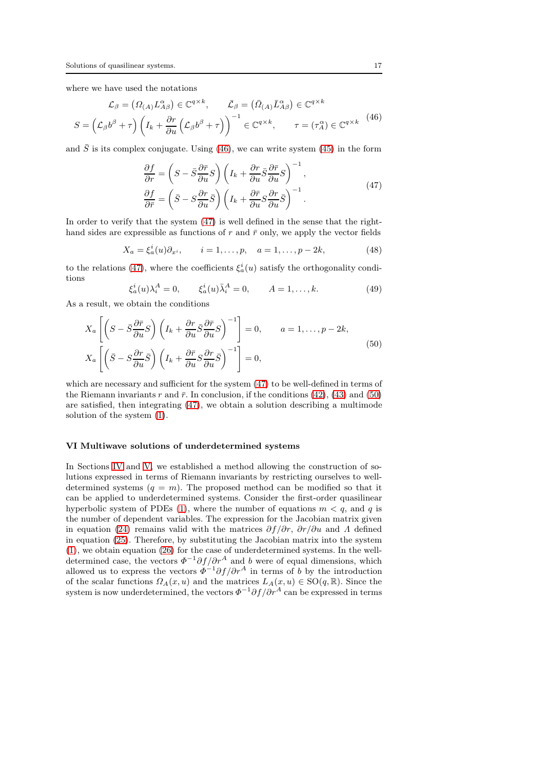where we have used the notations

$$
\begin{aligned}
\mathcal{L}_\beta = \left(\Omega_{(A)} L^\alpha_{A\beta}\right) \in \mathbb{C}^{q\times k}, \qquad \bar{\mathcal{L}}_\beta = \left(\bar{\Omega}_{(A)} \bar{L}^\alpha_{A\beta}\right) \in \mathbb{C}^{q\times k} \\
S = \left(\mathcal{L}_\beta b^\beta + \tau\right)\left(I_k + \frac{\partial r}{\partial u}\left(\mathcal{L}_\beta b^\beta + \tau\right)\right)^{-1} \in \mathbb{C}^{q\times k}, \qquad \tau = (\tau^\alpha_A) \in \mathbb{C}^{q\times k}
\end{aligned}
\tag{46}
$$

and $\bar{S}$ is its complex conjugate. Using (46), we can write system (45) in the form

$$
\begin{aligned}
\frac{\partial f}{\partial r} = \left(S - \bar{S}\frac{\partial \bar{r}}{\partial u} S\right)\left(I_k + \frac{\partial r}{\partial u}\bar{S}\frac{\partial \bar{r}}{\partial u} S\right)^{-1}, \\
\frac{\partial f}{\partial \bar{r}} = \left(\bar{S} - S\frac{\partial r}{\partial u} \bar{S}\right)\left(I_k + \frac{\partial \bar{r}}{\partial u}S\frac{\partial r}{\partial u} \bar{S}\right)^{-1}.
\end{aligned}
\tag{47}
$$

In order to verify that the system (47) is well defined in the sense that the right-hand sides are expressible as functions of $r$ and $\bar{r}$ only, we apply the vector fields

$$
X_a = \xi^i_a(u)\partial_{x^i}, \qquad i = 1,\ldots,p, \quad a = 1,\ldots,p-2k, \tag{48}
$$

to the relations (47), where the coefficients $\xi^i_a(u)$ satisfy the orthogonality conditions

$$
\xi^i_a(u)\lambda^A_i = 0, \qquad \xi^i_a(u)\bar{\lambda}^A_i = 0, \qquad A = 1,\ldots,k. \tag{49}
$$

As a result, we obtain the conditions

$$
\begin{aligned}
X_a\left[\left(S - \bar{S}\frac{\partial \bar{r}}{\partial u} S\right)\left(I_k + \frac{\partial r}{\partial u}\bar{S}\frac{\partial \bar{r}}{\partial u} S\right)^{-1}\right] = 0, \qquad a = 1,\ldots,p-2k, \\
X_a\left[\left(\bar{S} - S\frac{\partial r}{\partial u} \bar{S}\right)\left(I_k + \frac{\partial \bar{r}}{\partial u}S\frac{\partial r}{\partial u} \bar{S}\right)^{-1}\right] = 0,
\end{aligned}
\tag{50}
$$

which are necessary and sufficient for the system (47) to be well-defined in terms of the Riemann invariants $r$ and $\bar{r}$. In conclusion, if the conditions (42), (43) and (50) are satisfied, then integrating (47), we obtain a solution describing a multimode solution of the system (1).

## VI Multiwave solutions of underdetermined systems

In Sections IV and V, we established a method allowing the construction of solutions expressed in terms of Riemann invariants by restricting ourselves to well-determined systems ($q = m$). The proposed method can be modified so that it can be applied to underdetermined systems. Consider the first-order quasilinear hyperbolic system of PDEs (1), where the number of equations $m < q$, and $q$ is the number of dependent variables. The expression for the Jacobian matrix given in equation (24) remains valid with the matrices $\partial f/\partial r$, $\partial r/\partial u$ and $\Lambda$ defined in equation (25). Therefore, by substituting the Jacobian matrix into the system (1), we obtain equation (26) for the case of underdetermined systems. In the well-determined case, the vectors $\Phi^{-1}\partial f/\partial r^A$ and $b$ were of equal dimensions, which allowed us to express the vectors $\Phi^{-1}\partial f/\partial r^A$ in terms of $b$ by the introduction of the scalar functions $\Omega_A(x,u)$ and the matrices $L_A(x,u) \in \mathrm{SO}(q,\mathbb{R})$. Since the system is now underdetermined, the vectors $\Phi^{-1}\partial f/\partial r^A$ can be expressed in terms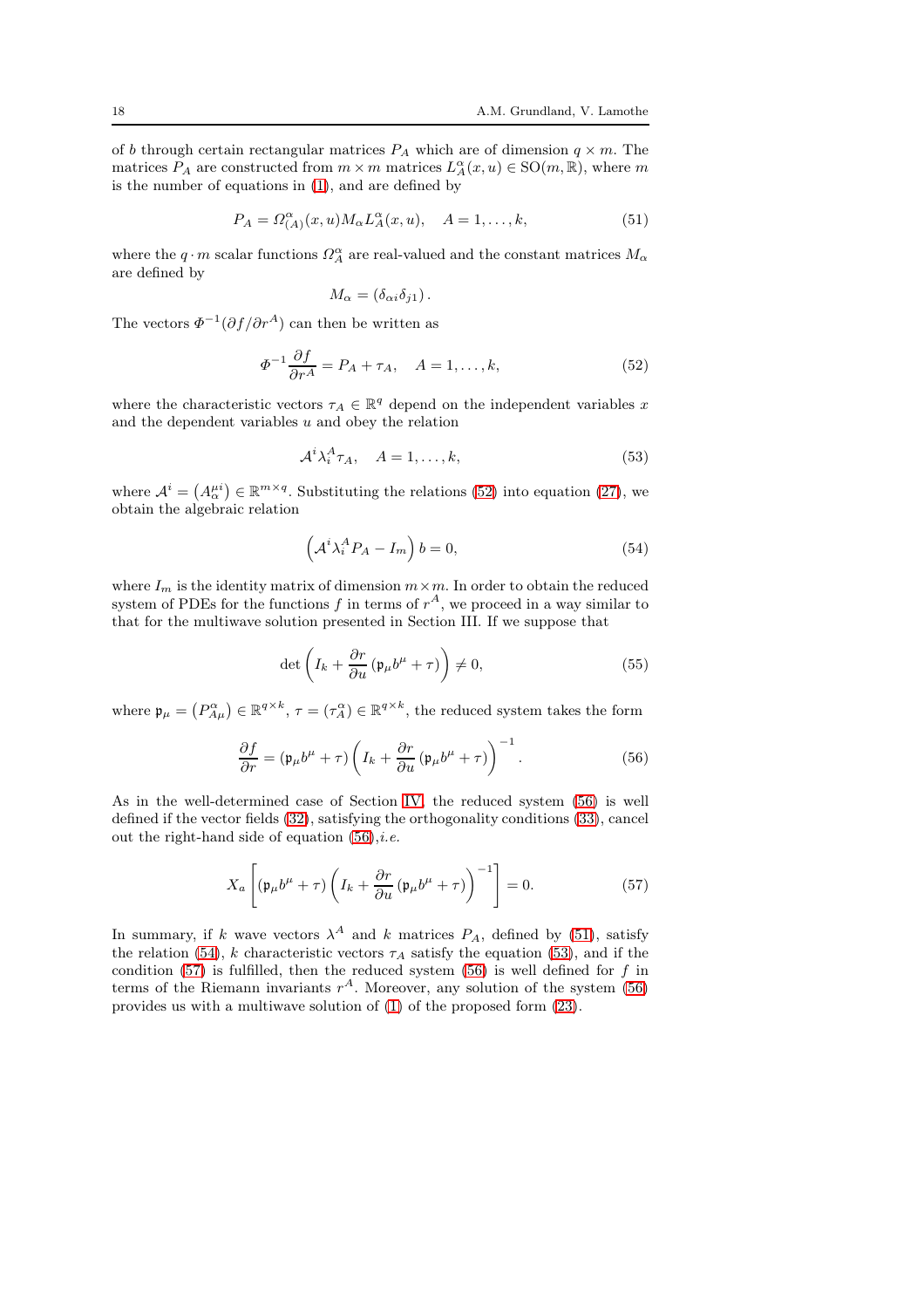of $b$ through certain rectangular matrices $P_A$ which are of dimension $q \times m$. The matrices $P_A$ are constructed from $m \times m$ matrices $L_A^\alpha(x,u) \in \mathrm{SO}(m,\mathbb{R})$, where $m$ is the number of equations in (1), and are defined by

$$P_A = \Omega^\alpha_{(A)}(x,u) M_\alpha L^\alpha_A(x,u), \quad A = 1,\ldots,k, \tag{51}$$

where the $q \cdot m$ scalar functions $\Omega^\alpha_A$ are real-valued and the constant matrices $M_\alpha$ are defined by

$$M_\alpha = (\delta_{\alpha i}\delta_{j1}).$$

The vectors $\Phi^{-1}(\partial f/\partial r^A)$ can then be written as

$$\Phi^{-1}\frac{\partial f}{\partial r^A} = P_A + \tau_A, \quad A = 1,\ldots,k, \tag{52}$$

where the characteristic vectors $\tau_A \in \mathbb{R}^q$ depend on the independent variables $x$ and the dependent variables $u$ and obey the relation

$$\mathcal{A}^i \lambda^A_i \tau_A, \quad A = 1,\ldots,k, \tag{53}$$

where $\mathcal{A}^i = \left(A^{\mu i}_\alpha\right) \in \mathbb{R}^{m\times q}$. Substituting the relations (52) into equation (27), we obtain the algebraic relation

$$\left(\mathcal{A}^i \lambda^A_i P_A - I_m\right) b = 0, \tag{54}$$

where $I_m$ is the identity matrix of dimension $m \times m$. In order to obtain the reduced system of PDEs for the functions $f$ in terms of $r^A$, we proceed in a way similar to that for the multiwave solution presented in Section III. If we suppose that

$$\det\left(I_k + \frac{\partial r}{\partial u}\left(\mathfrak{p}_\mu b^\mu + \tau\right)\right) \neq 0, \tag{55}$$

where $\mathfrak{p}_\mu = \left(P^\alpha_{A\mu}\right) \in \mathbb{R}^{q\times k}$, $\tau = (\tau^\alpha_A) \in \mathbb{R}^{q\times k}$, the reduced system takes the form

$$\frac{\partial f}{\partial r} = \left(\mathfrak{p}_\mu b^\mu + \tau\right)\left(I_k + \frac{\partial r}{\partial u}\left(\mathfrak{p}_\mu b^\mu + \tau\right)\right)^{-1}. \tag{56}$$

As in the well-determined case of Section IV, the reduced system (56) is well defined if the vector fields (32), satisfying the orthogonality conditions (33), cancel out the right-hand side of equation (56),*i.e.*

$$X_a\left[\left(\mathfrak{p}_\mu b^\mu + \tau\right)\left(I_k + \frac{\partial r}{\partial u}\left(\mathfrak{p}_\mu b^\mu + \tau\right)\right)^{-1}\right] = 0. \tag{57}$$

In summary, if $k$ wave vectors $\lambda^A$ and $k$ matrices $P_A$, defined by (51), satisfy the relation (54), $k$ characteristic vectors $\tau_A$ satisfy the equation (53), and if the condition (57) is fulfilled, then the reduced system (56) is well defined for $f$ in terms of the Riemann invariants $r^A$. Moreover, any solution of the system (56) provides us with a multiwave solution of (1) of the proposed form (23).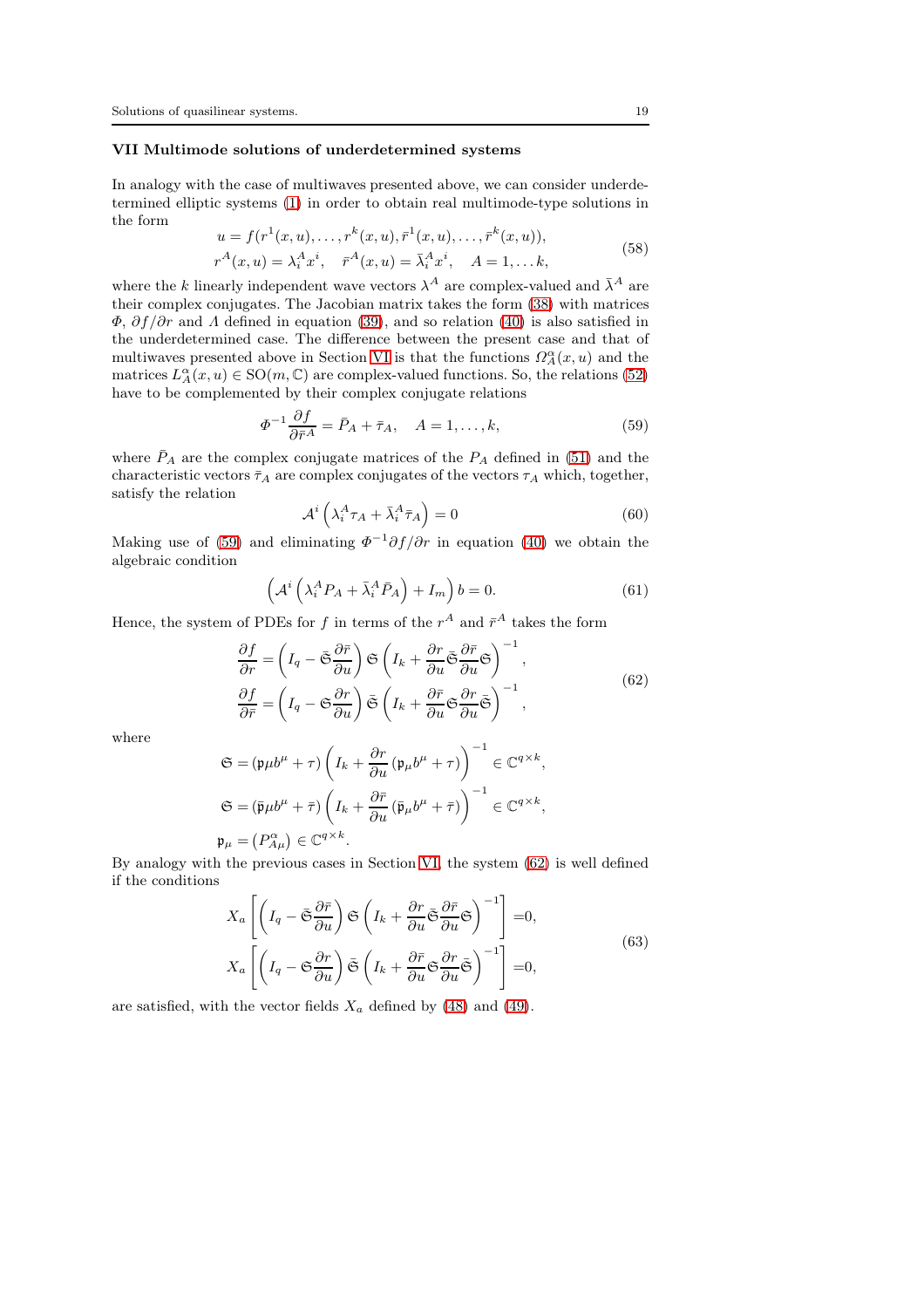### VII Multimode solutions of underdetermined systems

In analogy with the case of multiwaves presented above, we can consider underdetermined elliptic systems (1) in order to obtain real multimode-type solutions in the form

$$
\begin{aligned}
&u = f(r^1(x,u),\dots,r^k(x,u),\bar{r}^1(x,u),\dots,\bar{r}^k(x,u)),\\
&r^A(x,u) = \lambda^A_i x^i, \quad \bar{r}^A(x,u) = \bar{\lambda}^A_i x^i, \quad A = 1,\dots k,
\end{aligned}
\tag{58}
$$

where the $k$ linearly independent wave vectors $\lambda^A$ are complex-valued and $\bar{\lambda}^A$ are their complex conjugates. The Jacobian matrix takes the form (38) with matrices $\Phi$, $\partial f/\partial r$ and $\Lambda$ defined in equation (39), and so relation (40) is also satisfied in the underdetermined case. The difference between the present case and that of multiwaves presented above in Section VI is that the functions $\Omega^\alpha_A(x,u)$ and the matrices $L^\alpha_A(x,u) \in \mathrm{SO}(m,\mathbb{C})$ are complex-valued functions. So, the relations (52) have to be complemented by their complex conjugate relations

$$
\Phi^{-1}\frac{\partial f}{\partial \bar{r}^A} = \bar{P}_A + \bar{\tau}_A, \quad A = 1,\dots,k,
\tag{59}
$$

where $\bar{P}_A$ are the complex conjugate matrices of the $P_A$ defined in (51) and the characteristic vectors $\bar{\tau}_A$ are complex conjugates of the vectors $\tau_A$ which, together, satisfy the relation

$$
\mathcal{A}^i\left(\lambda^A_i \tau_A + \bar{\lambda}^A_i \bar{\tau}_A\right) = 0
\tag{60}
$$

Making use of (59) and eliminating $\Phi^{-1}\partial f/\partial r$ in equation (40) we obtain the algebraic condition

$$
\left(\mathcal{A}^i\left(\lambda^A_i P_A + \bar{\lambda}^A_i \bar{P}_A\right) + I_m\right) b = 0.
\tag{61}
$$

Hence, the system of PDEs for $f$ in terms of the $r^A$ and $\bar{r}^A$ takes the form

$$
\begin{aligned}
\frac{\partial f}{\partial r} &= \left(I_q - \bar{\mathfrak{S}}\frac{\partial \bar{r}}{\partial u}\right)\mathfrak{S}\left(I_k + \frac{\partial r}{\partial u}\bar{\mathfrak{S}}\frac{\partial \bar{r}}{\partial u}\mathfrak{S}\right)^{-1},\\
\frac{\partial f}{\partial \bar{r}} &= \left(I_q - \mathfrak{S}\frac{\partial r}{\partial u}\right)\bar{\mathfrak{S}}\left(I_k + \frac{\partial \bar{r}}{\partial u}\mathfrak{S}\frac{\partial r}{\partial u}\bar{\mathfrak{S}}\right)^{-1},
\end{aligned}
\tag{62}
$$

where

$$
\begin{aligned}
&\mathfrak{S} = \left(\mathfrak{p}\mu b^\mu + \tau\right)\left(I_k + \frac{\partial r}{\partial u}\left(\mathfrak{p}_\mu b^\mu + \tau\right)\right)^{-1} \in \mathbb{C}^{q\times k},\\
&\mathfrak{S} = \left(\bar{\mathfrak{p}}\mu b^\mu + \bar{\tau}\right)\left(I_k + \frac{\partial \bar{r}}{\partial u}\left(\bar{\mathfrak{p}}_\mu b^\mu + \bar{\tau}\right)\right)^{-1} \in \mathbb{C}^{q\times k},\\
&\mathfrak{p}_\mu = \left(P^\alpha_{A\mu}\right) \in \mathbb{C}^{q\times k}.
\end{aligned}
$$

By analogy with the previous cases in Section VI, the system (62) is well defined if the conditions

$$
\begin{aligned}
X_a\left[\left(I_q - \bar{\mathfrak{S}}\frac{\partial \bar{r}}{\partial u}\right)\mathfrak{S}\left(I_k + \frac{\partial r}{\partial u}\bar{\mathfrak{S}}\frac{\partial \bar{r}}{\partial u}\mathfrak{S}\right)^{-1}\right] &= 0,\\
X_a\left[\left(I_q - \mathfrak{S}\frac{\partial r}{\partial u}\right)\bar{\mathfrak{S}}\left(I_k + \frac{\partial \bar{r}}{\partial u}\mathfrak{S}\frac{\partial r}{\partial u}\bar{\mathfrak{S}}\right)^{-1}\right] &= 0,
\end{aligned}
\tag{63}
$$

are satisfied, with the vector fields $X_a$ defined by (48) and (49).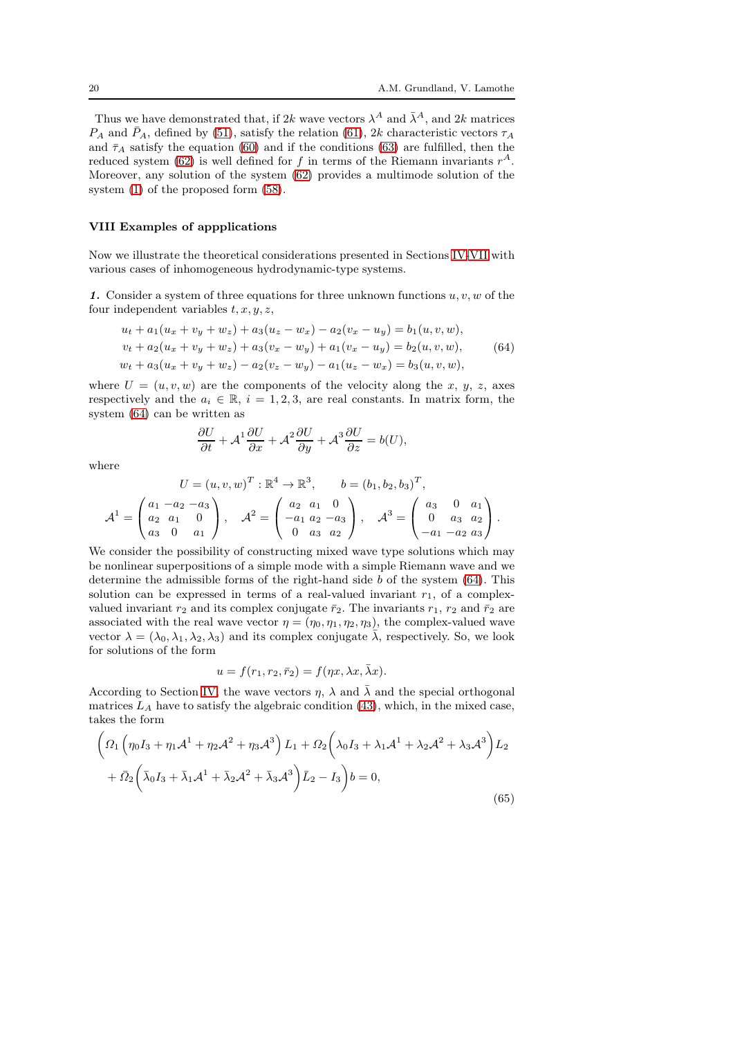Thus we have demonstrated that, if $2k$ wave vectors $\lambda^A$ and $\bar{\lambda}^A$, and $2k$ matrices $P_A$ and $\bar{P}_A$, defined by (51), satisfy the relation (61), $2k$ characteristic vectors $\tau_A$ and $\bar{\tau}_A$ satisfy the equation (60) and if the conditions (63) are fulfilled, then the reduced system (62) is well defined for $f$ in terms of the Riemann invariants $r^A$. Moreover, any solution of the system (62) provides a multimode solution of the system (1) of the proposed form (58).

## VIII Examples of appplications

Now we illustrate the theoretical considerations presented in Sections IV-VII with various cases of inhomogeneous hydrodynamic-type systems.

***1.*** Consider a system of three equations for three unknown functions $u, v, w$ of the four independent variables $t, x, y, z$,

$$
\begin{aligned}
&u_t + a_1(u_x + v_y + w_z) + a_3(u_z - w_x) - a_2(v_x - u_y) = b_1(u, v, w),\\
&v_t + a_2(u_x + v_y + w_z) + a_3(v_z - w_y) + a_1(v_x - u_y) = b_2(u, v, w),\\
&w_t + a_3(u_x + v_y + w_z) - a_2(v_z - w_y) - a_1(u_z - w_x) = b_3(u, v, w),
\end{aligned}
\tag{64}
$$

where $U = (u, v, w)$ are the components of the velocity along the $x$, $y$, $z$, axes respectively and the $a_i \in \mathbb{R}$, $i = 1, 2, 3$, are real constants. In matrix form, the system (64) can be written as

$$
\frac{\partial U}{\partial t} + \mathcal{A}^1 \frac{\partial U}{\partial x} + \mathcal{A}^2 \frac{\partial U}{\partial y} + \mathcal{A}^3 \frac{\partial U}{\partial z} = b(U),
$$

where

$$
U = (u, v, w)^T : \mathbb{R}^4 \to \mathbb{R}^3, \qquad b = (b_1, b_2, b_3)^T,
$$

$$
\mathcal{A}^1 = \begin{pmatrix} a_1 & -a_2 & -a_3 \\ a_2 & a_1 & 0 \\ a_3 & 0 & a_1 \end{pmatrix}, \quad
\mathcal{A}^2 = \begin{pmatrix} a_2 & a_1 & 0 \\ -a_1 & a_2 & -a_3 \\ 0 & a_3 & a_2 \end{pmatrix}, \quad
\mathcal{A}^3 = \begin{pmatrix} a_3 & 0 & a_1 \\ 0 & a_3 & a_2 \\ -a_1 & -a_2 & a_3 \end{pmatrix}.
$$

We consider the possibility of constructing mixed wave type solutions which may be nonlinear superpositions of a simple mode with a simple Riemann wave and we determine the admissible forms of the right-hand side $b$ of the system (64). This solution can be expressed in terms of a real-valued invariant $r_1$, of a complex-valued invariant $r_2$ and its complex conjugate $\bar{r}_2$. The invariants $r_1$, $r_2$ and $\bar{r}_2$ are associated with the real wave vector $\eta = (\eta_0, \eta_1, \eta_2, \eta_3)$, the complex-valued wave vector $\lambda = (\lambda_0, \lambda_1, \lambda_2, \lambda_3)$ and its complex conjugate $\bar{\lambda}$, respectively. So, we look for solutions of the form

$$
u = f(r_1, r_2, \bar{r}_2) = f(\eta x, \lambda x, \bar{\lambda} x).
$$

According to Section IV, the wave vectors $\eta$, $\lambda$ and $\bar{\lambda}$ and the special orthogonal matrices $L_A$ have to satisfy the algebraic condition (43), which, in the mixed case, takes the form

$$
\begin{aligned}
&\bigg( \Omega_1 \left( \eta_0 I_3 + \eta_1 \mathcal{A}^1 + \eta_2 \mathcal{A}^2 + \eta_3 \mathcal{A}^3 \right) L_1 + \Omega_2 \Big( \lambda_0 I_3 + \lambda_1 \mathcal{A}^1 + \lambda_2 \mathcal{A}^2 + \lambda_3 \mathcal{A}^3 \Big) L_2 \\
&+ \bar{\Omega}_2 \Big( \bar{\lambda}_0 I_3 + \bar{\lambda}_1 \mathcal{A}^1 + \bar{\lambda}_2 \mathcal{A}^2 + \bar{\lambda}_3 \mathcal{A}^3 \Big) \bar{L}_2 - I_3 \bigg) b = 0,
\end{aligned}
\tag{65}
$$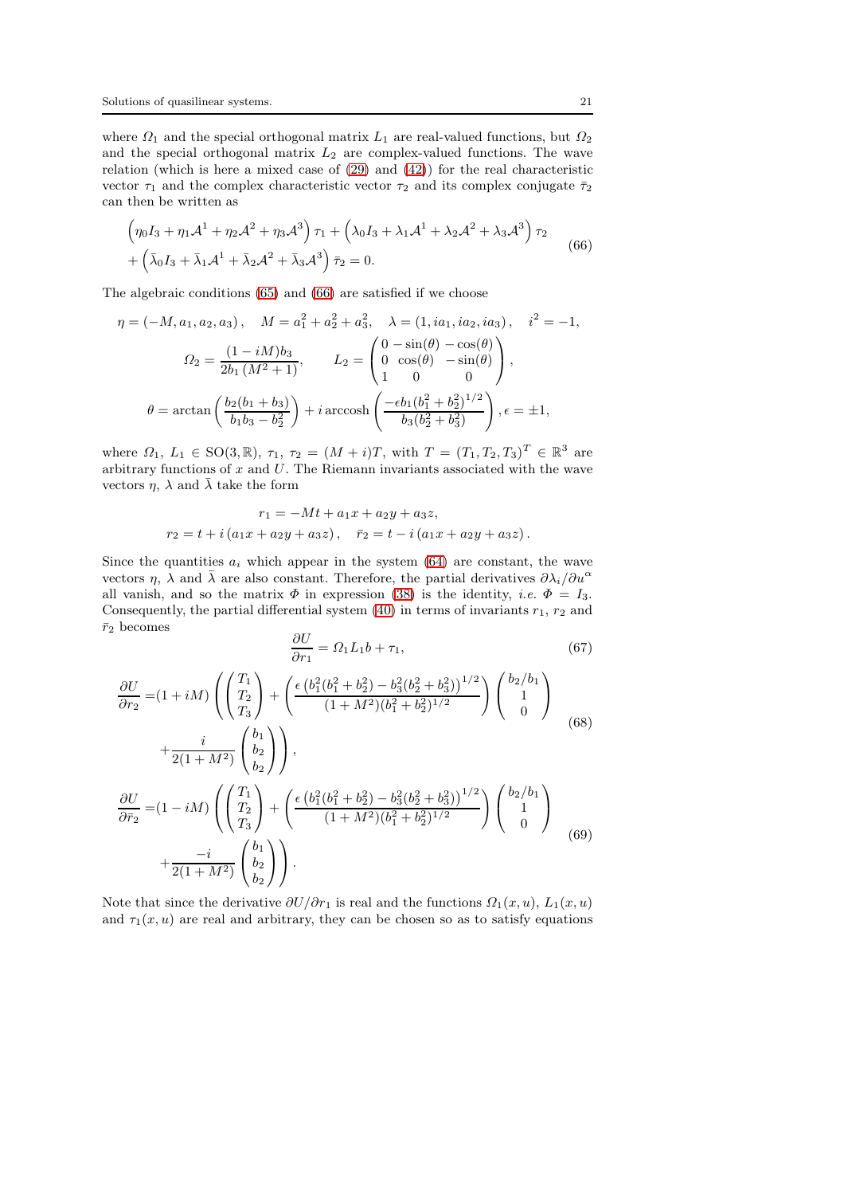where $\Omega_1$ and the special orthogonal matrix $L_1$ are real-valued functions, but $\Omega_2$ and the special orthogonal matrix $L_2$ are complex-valued functions. The wave relation (which is here a mixed case of (29) and (42)) for the real characteristic vector $\tau_1$ and the complex characteristic vector $\tau_2$ and its complex conjugate $\bar{\tau}_2$ can then be written as

$$
\begin{aligned}
&\left(\eta_0 I_3 + \eta_1 \mathcal{A}^1 + \eta_2 \mathcal{A}^2 + \eta_3 \mathcal{A}^3\right)\tau_1 + \left(\lambda_0 I_3 + \lambda_1 \mathcal{A}^1 + \lambda_2 \mathcal{A}^2 + \lambda_3 \mathcal{A}^3\right)\tau_2 \\
&+ \left(\bar{\lambda}_0 I_3 + \bar{\lambda}_1 \mathcal{A}^1 + \bar{\lambda}_2 \mathcal{A}^2 + \bar{\lambda}_3 \mathcal{A}^3\right)\bar{\tau}_2 = 0.
\end{aligned}
\tag{66}
$$

The algebraic conditions (65) and (66) are satisfied if we choose

$$
\eta = (-M, a_1, a_2, a_3), \quad M = a_1^2 + a_2^2 + a_3^2, \quad \lambda = (1, ia_1, ia_2, ia_3), \quad i^2 = -1,
$$

$$
\Omega_2 = \frac{(1 - iM)b_3}{2b_1(M^2+1)}, \qquad L_2 = \begin{pmatrix} 0 & -\sin(\theta) & -\cos(\theta) \\ 0 & \cos(\theta) & -\sin(\theta) \\ 1 & 0 & 0 \end{pmatrix},
$$

$$
\theta = \arctan\left(\frac{b_2(b_1+b_3)}{b_1 b_3 - b_2^2}\right) + i \operatorname{arccosh}\left(\frac{-\epsilon b_1 (b_1^2 + b_2^2)^{1/2}}{b_3(b_2^2 + b_3^2)}\right), \epsilon = \pm 1,
$$

where $\Omega_1$, $L_1 \in \mathrm{SO}(3, \mathbb{R})$, $\tau_1$, $\tau_2 = (M+i)T$, with $T = (T_1, T_2, T_3)^T \in \mathbb{R}^3$ are arbitrary functions of $x$ and $U$. The Riemann invariants associated with the wave vectors $\eta$, $\lambda$ and $\bar{\lambda}$ take the form

$$
\begin{aligned}
&r_1 = -Mt + a_1 x + a_2 y + a_3 z, \\
&r_2 = t + i\,(a_1 x + a_2 y + a_3 z), \quad \bar{r}_2 = t - i\,(a_1 x + a_2 y + a_3 z).
\end{aligned}
$$

Since the quantities $a_i$ which appear in the system (64) are constant, the wave vectors $\eta$, $\lambda$ and $\bar{\lambda}$ are also constant. Therefore, the partial derivatives $\partial \lambda_i / \partial u^\alpha$ all vanish, and so the matrix $\Phi$ in expression (38) is the identity, *i.e.* $\Phi = I_3$. Consequently, the partial differential system (40) in terms of invariants $r_1$, $r_2$ and $\bar{r}_2$ becomes

$$
\frac{\partial U}{\partial r_1} = \Omega_1 L_1 b + \tau_1, \tag{67}
$$

$$
\begin{aligned}
\frac{\partial U}{\partial r_2} =& (1 + iM)\left(\begin{pmatrix} T_1 \\ T_2 \\ T_3 \end{pmatrix} + \left(\frac{\epsilon\left(b_1^2(b_1^2+b_2^2) - b_3^2(b_2^2+b_3^2)\right)^{1/2}}{(1+M^2)(b_1^2+b_2^2)^{1/2}}\right)\begin{pmatrix} b_2/b_1 \\ 1 \\ 0 \end{pmatrix}\right. \\
&\left. + \frac{i}{2(1+M^2)}\begin{pmatrix} b_1 \\ b_2 \\ b_2 \end{pmatrix}\right),
\end{aligned}
\tag{68}
$$

$$
\begin{aligned}
\frac{\partial U}{\partial \bar{r}_2} =& (1 - iM)\left(\begin{pmatrix} T_1 \\ T_2 \\ T_3 \end{pmatrix} + \left(\frac{\epsilon\left(b_1^2(b_1^2+b_2^2) - b_3^2(b_2^2+b_3^2)\right)^{1/2}}{(1+M^2)(b_1^2+b_2^2)^{1/2}}\right)\begin{pmatrix} b_2/b_1 \\ 1 \\ 0 \end{pmatrix}\right. \\
&\left. + \frac{-i}{2(1+M^2)}\begin{pmatrix} b_1 \\ b_2 \\ b_2 \end{pmatrix}\right).
\end{aligned}
\tag{69}
$$

Note that since the derivative $\partial U / \partial r_1$ is real and the functions $\Omega_1(x, u)$, $L_1(x, u)$ and $\tau_1(x, u)$ are real and arbitrary, they can be chosen so as to satisfy equations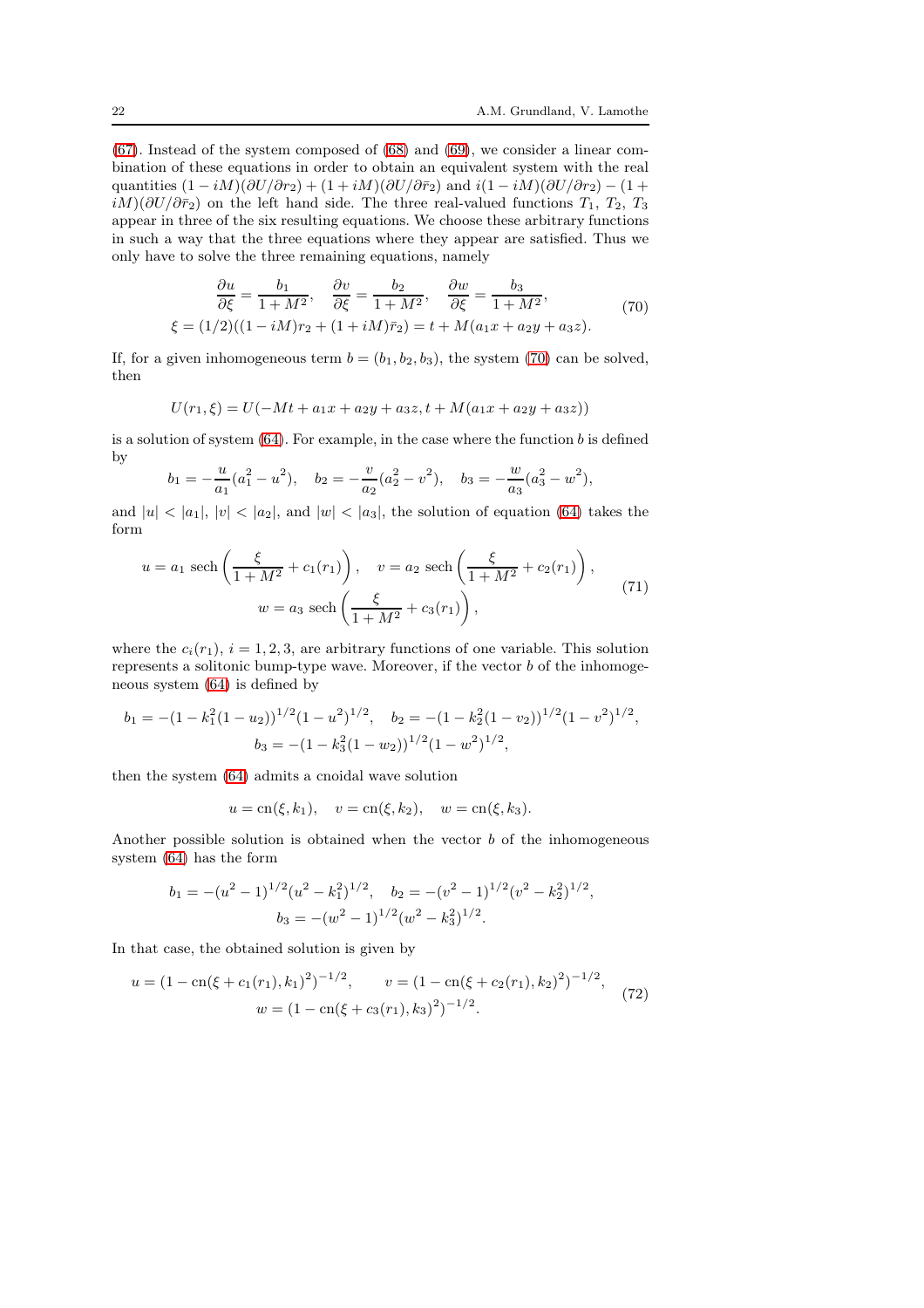(67). Instead of the system composed of (68) and (69), we consider a linear combination of these equations in order to obtain an equivalent system with the real quantities $(1-iM)(\partial U/\partial r_2)+(1+iM)(\partial U/\partial \bar{r}_2)$ and $i(1-iM)(\partial U/\partial r_2)-(1+iM)(\partial U/\partial \bar{r}_2)$ on the left hand side. The three real-valued functions $T_1$, $T_2$, $T_3$ appear in three of the six resulting equations. We choose these arbitrary functions in such a way that the three equations where they appear are satisfied. Thus we only have to solve the three remaining equations, namely

$$
\begin{gathered}
\frac{\partial u}{\partial \xi}=\frac{b_1}{1+M^2}, \quad \frac{\partial v}{\partial \xi}=\frac{b_2}{1+M^2}, \quad \frac{\partial w}{\partial \xi}=\frac{b_3}{1+M^2}, \\
\xi=(1/2)((1-iM)r_2+(1+iM)\bar{r}_2)=t+M(a_1x+a_2y+a_3z).
\end{gathered} \tag{70}
$$

If, for a given inhomogeneous term $b=(b_1,b_2,b_3)$, the system (70) can be solved, then

$$
U(r_1,\xi)=U(-Mt+a_1x+a_2y+a_3z,\, t+M(a_1x+a_2y+a_3z))
$$

is a solution of system (64). For example, in the case where the function $b$ is defined by

$$
b_1=-\frac{u}{a_1}(a_1^2-u^2), \quad b_2=-\frac{v}{a_2}(a_2^2-v^2), \quad b_3=-\frac{w}{a_3}(a_3^2-w^2),
$$

and $|u|<|a_1|$, $|v|<|a_2|$, and $|w|<|a_3|$, the solution of equation (64) takes the form

$$
\begin{gathered}
u=a_1 \operatorname{sech}\left(\frac{\xi}{1+M^2}+c_1(r_1)\right), \quad v=a_2 \operatorname{sech}\left(\frac{\xi}{1+M^2}+c_2(r_1)\right), \\
w=a_3 \operatorname{sech}\left(\frac{\xi}{1+M^2}+c_3(r_1)\right),
\end{gathered} \tag{71}
$$

where the $c_i(r_1)$, $i=1,2,3$, are arbitrary functions of one variable. This solution represents a solitonic bump-type wave. Moreover, if the vector $b$ of the inhomogeneous system (64) is defined by

$$
\begin{gathered}
b_1=-(1-k_1^2(1-u_2))^{1/2}(1-u^2)^{1/2}, \quad b_2=-(1-k_2^2(1-v_2))^{1/2}(1-v^2)^{1/2}, \\
b_3=-(1-k_3^2(1-w_2))^{1/2}(1-w^2)^{1/2},
\end{gathered}
$$

then the system (64) admits a cnoidal wave solution

$$
u=\operatorname{cn}(\xi,k_1), \quad v=\operatorname{cn}(\xi,k_2), \quad w=\operatorname{cn}(\xi,k_3).
$$

Another possible solution is obtained when the vector $b$ of the inhomogeneous system (64) has the form

$$
\begin{gathered}
b_1=-(u^2-1)^{1/2}(u^2-k_1^2)^{1/2}, \quad b_2=-(v^2-1)^{1/2}(v^2-k_2^2)^{1/2}, \\
b_3=-(w^2-1)^{1/2}(w^2-k_3^2)^{1/2}.
\end{gathered}
$$

In that case, the obtained solution is given by

$$
\begin{gathered}
u=(1-\operatorname{cn}(\xi+c_1(r_1),k_1)^2)^{-1/2}, \qquad v=(1-\operatorname{cn}(\xi+c_2(r_1),k_2)^2)^{-1/2}, \\
w=(1-\operatorname{cn}(\xi+c_3(r_1),k_3)^2)^{-1/2}.
\end{gathered} \tag{72}
$$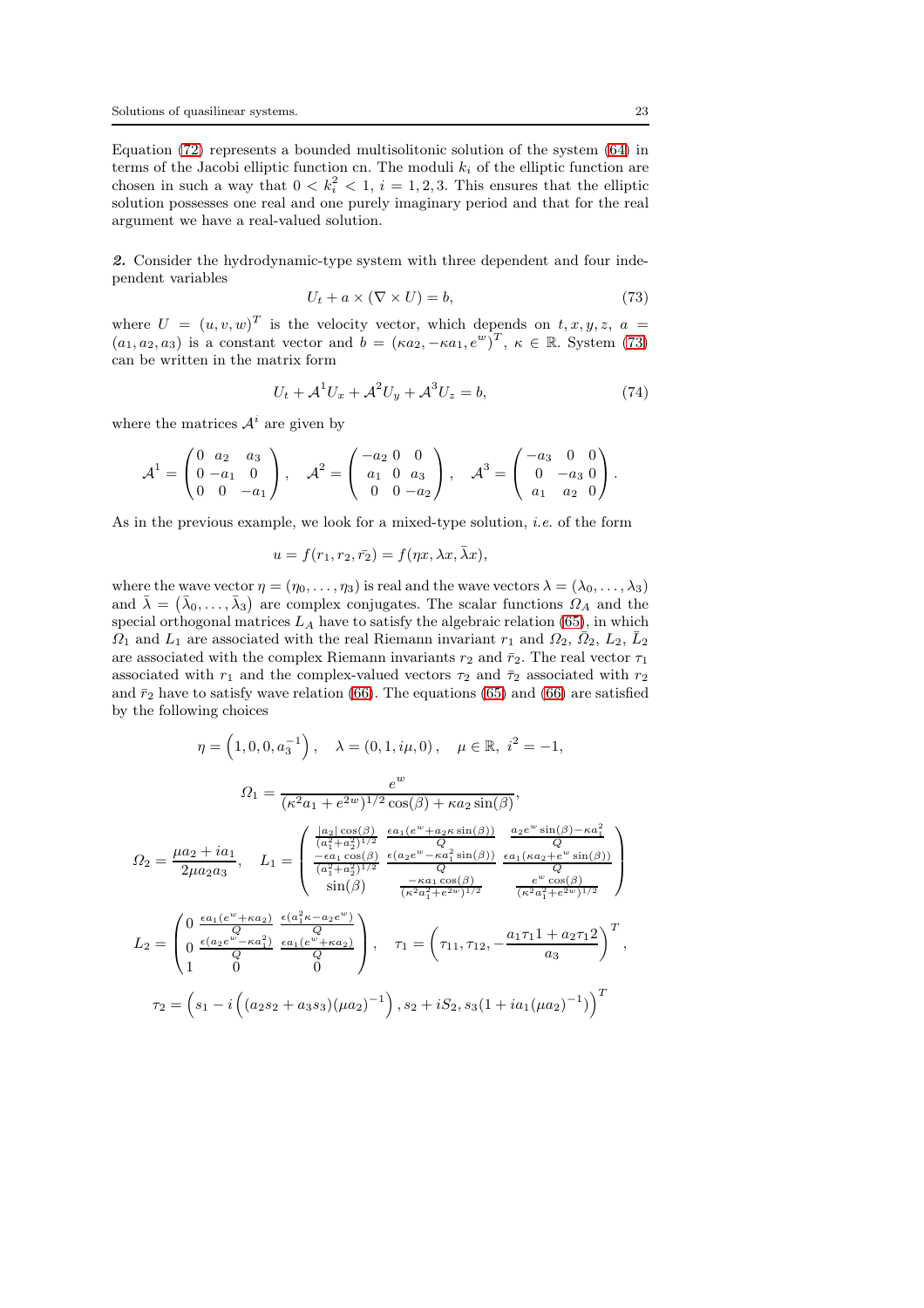Equation (72) represents a bounded multisolitonic solution of the system (64) in terms of the Jacobi elliptic function cn. The moduli $k_i$ of the elliptic function are chosen in such a way that $0 < k_i^2 < 1$, $i = 1, 2, 3$. This ensures that the elliptic solution possesses one real and one purely imaginary period and that for the real argument we have a real-valued solution.

*2.* Consider the hydrodynamic-type system with three dependent and four independent variables

$$U_t + a \times (\nabla \times U) = b, \tag{73}$$

where $U = (u, v, w)^T$ is the velocity vector, which depends on $t, x, y, z$, $a = (a_1, a_2, a_3)$ is a constant vector and $b = (\kappa a_2, -\kappa a_1, e^w)^T$, $\kappa \in \mathbb{R}$. System (73) can be written in the matrix form

$$U_t + \mathcal{A}^1 U_x + \mathcal{A}^2 U_y + \mathcal{A}^3 U_z = b, \tag{74}$$

where the matrices $\mathcal{A}^i$ are given by

$$\mathcal{A}^1 = \begin{pmatrix} 0 & a_2 & a_3 \\ 0 & -a_1 & 0 \\ 0 & 0 & -a_1 \end{pmatrix}, \quad \mathcal{A}^2 = \begin{pmatrix} -a_2 & 0 & 0 \\ a_1 & 0 & a_3 \\ 0 & 0 & -a_2 \end{pmatrix}, \quad \mathcal{A}^3 = \begin{pmatrix} -a_3 & 0 & 0 \\ 0 & -a_3 & 0 \\ a_1 & a_2 & 0 \end{pmatrix}.$$

As in the previous example, we look for a mixed-type solution, *i.e.* of the form

$$u = f(r_1, r_2, \bar{r_2}) = f(\eta x, \lambda x, \bar{\lambda} x),$$

where the wave vector $\eta = (\eta_0, \ldots, \eta_3)$ is real and the wave vectors $\lambda = (\lambda_0, \ldots, \lambda_3)$ and $\bar{\lambda} = (\bar{\lambda}_0, \ldots, \bar{\lambda}_3)$ are complex conjugates. The scalar functions $\Omega_A$ and the special orthogonal matrices $L_A$ have to satisfy the algebraic relation (65), in which $\Omega_1$ and $L_1$ are associated with the real Riemann invariant $r_1$ and $\Omega_2$, $\bar{\Omega}_2$, $L_2$, $\bar{L}_2$ are associated with the complex Riemann invariants $r_2$ and $\bar{r}_2$. The real vector $\tau_1$ associated with $r_1$ and the complex-valued vectors $\tau_2$ and $\bar{\tau}_2$ associated with $r_2$ and $\bar{r}_2$ have to satisfy wave relation (66). The equations (65) and (66) are satisfied by the following choices

$$\eta = \left(1, 0, 0, a_3^{-1}\right), \quad \lambda = (0, 1, i\mu, 0), \quad \mu \in \mathbb{R}, \; i^2 = -1,$$

$$\Omega_1 = \frac{e^w}{(\kappa^2 a_1 + e^{2w})^{1/2}\cos(\beta) + \kappa a_2 \sin(\beta)},$$

$$\Omega_2 = \frac{\mu a_2 + i a_1}{2\mu a_2 a_3}, \quad L_1 = \begin{pmatrix} \frac{|a_2|\cos(\beta)}{(a_1^2+a_2^2)^{1/2}} & \frac{\epsilon a_1 (e^w + a_2 \kappa \sin(\beta))}{Q} & \frac{a_2 e^w \sin(\beta) - \kappa a_1^2}{Q} \\ \frac{-\epsilon a_1 \cos(\beta)}{(a_1^2+a_2^2)^{1/2}} & \frac{\epsilon(a_2 e^w - \kappa a_1^2 \sin(\beta))}{Q} & \frac{\epsilon a_1(\kappa a_2 + e^w \sin(\beta))}{Q} \\ \sin(\beta) & \frac{-\kappa a_1 \cos(\beta)}{(\kappa^2 a_1^2 + e^{2w})^{1/2}} & \frac{e^w \cos(\beta)}{(\kappa^2 a_1^2 + e^{2w})^{1/2}} \end{pmatrix}$$

$$L_2 = \begin{pmatrix} 0 & \frac{\epsilon a_1 (e^w + \kappa a_2)}{Q} & \frac{\epsilon(a_1^2 \kappa - a_2 e^w)}{Q} \\ 0 & \frac{\epsilon(a_2 e^w - \kappa a_1^2)}{Q} & \frac{\epsilon a_1 (e^w + \kappa a_2)}{Q} \\ 1 & 0 & 0 \end{pmatrix}, \quad \tau_1 = \left(\tau_{11}, \tau_{12}, -\frac{a_1 \tau_1 1 + a_2 \tau_1 2}{a_3}\right)^T,$$

$$\tau_2 = \left(s_1 - i\left((a_2 s_2 + a_3 s_3)(\mu a_2)^{-1}\right), s_2 + i S_2, s_3(1 + i a_1 (\mu a_2)^{-1})\right)^T$$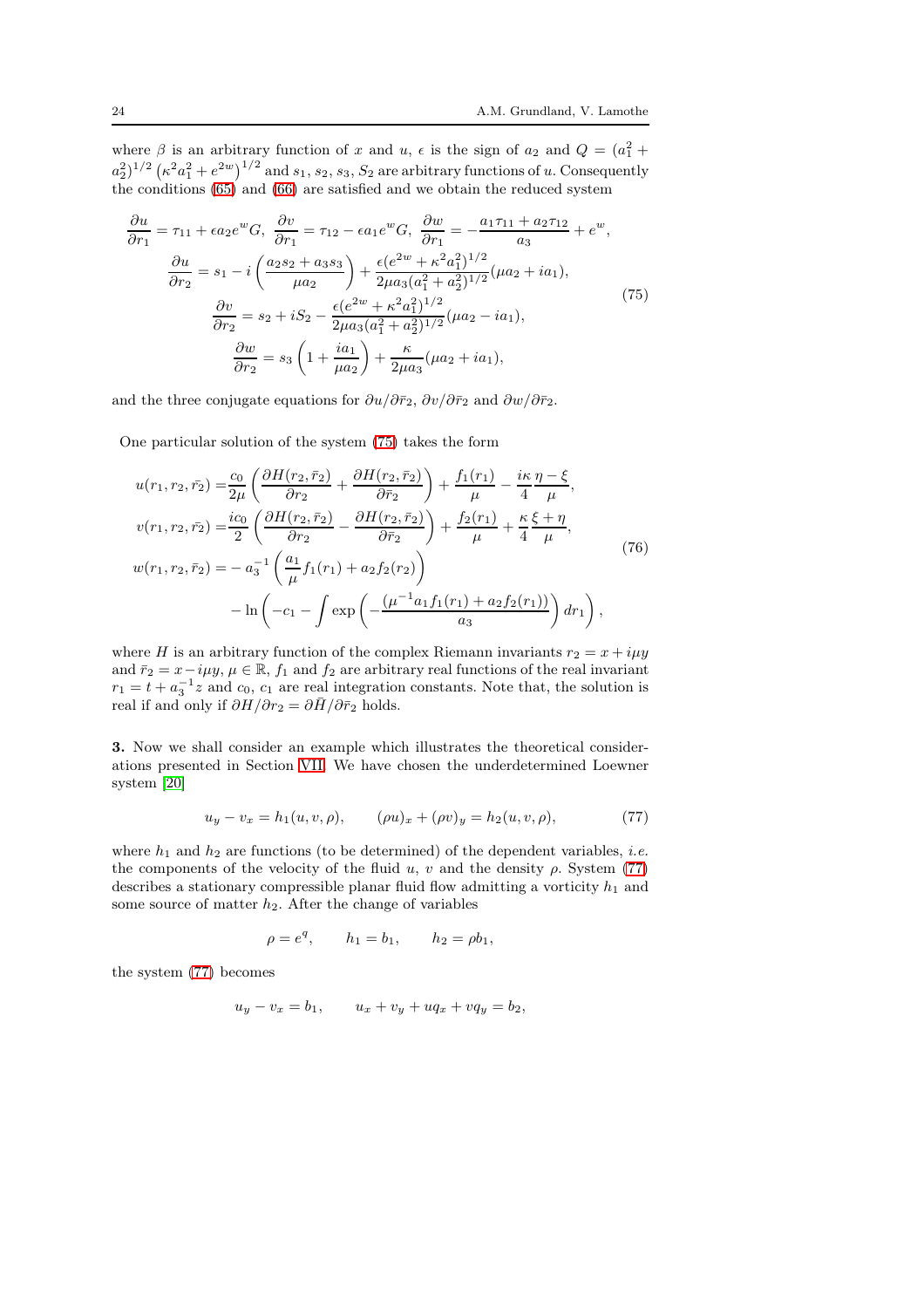where $\beta$ is an arbitrary function of $x$ and $u$, $\epsilon$ is the sign of $a_2$ and $Q = (a_1^2 + a_2^2)^{1/2}\left(\kappa^2 a_1^2 + e^{2w}\right)^{1/2}$ and $s_1$, $s_2$, $s_3$, $S_2$ are arbitrary functions of $u$. Consequently the conditions (65) and (66) are satisfied and we obtain the reduced system

$$
\begin{gathered}
\frac{\partial u}{\partial r_1} = \tau_{11} + \epsilon a_2 e^w G, \ \frac{\partial v}{\partial r_1} = \tau_{12} - \epsilon a_1 e^w G, \ \frac{\partial w}{\partial r_1} = -\frac{a_1\tau_{11} + a_2\tau_{12}}{a_3} + e^w, \\
\frac{\partial u}{\partial r_2} = s_1 - i\left(\frac{a_2 s_2 + a_3 s_3}{\mu a_2}\right) + \frac{\epsilon(e^{2w} + \kappa^2 a_1^2)^{1/2}}{2\mu a_3(a_1^2 + a_2^2)^{1/2}}(\mu a_2 + i a_1), \\
\frac{\partial v}{\partial r_2} = s_2 + iS_2 - \frac{\epsilon(e^{2w} + \kappa^2 a_1^2)^{1/2}}{2\mu a_3(a_1^2 + a_2^2)^{1/2}}(\mu a_2 - i a_1), \\
\frac{\partial w}{\partial r_2} = s_3\left(1 + \frac{i a_1}{\mu a_2}\right) + \frac{\kappa}{2\mu a_3}(\mu a_2 + i a_1),
\end{gathered}
\tag{75}
$$

and the three conjugate equations for $\partial u/\partial \bar{r}_2$, $\partial v/\partial \bar{r}_2$ and $\partial w/\partial \bar{r}_2$.

One particular solution of the system (75) takes the form

$$
\begin{aligned}
u(r_1, r_2, \bar{r_2}) =& \frac{c_0}{2\mu}\left(\frac{\partial H(r_2, \bar{r}_2)}{\partial r_2} + \frac{\partial H(r_2, \bar{r}_2)}{\partial \bar{r}_2}\right) + \frac{f_1(r_1)}{\mu} - \frac{i\kappa}{4}\frac{\eta - \xi}{\mu}, \\
v(r_1, r_2, \bar{r_2}) =& \frac{ic_0}{2}\left(\frac{\partial H(r_2, \bar{r}_2)}{\partial r_2} - \frac{\partial H(r_2, \bar{r}_2)}{\partial \bar{r}_2}\right) + \frac{f_2(r_1)}{\mu} + \frac{\kappa}{4}\frac{\xi + \eta}{\mu}, \\
w(r_1, r_2, \bar{r_2}) =& -a_3^{-1}\left(\frac{a_1}{\mu}f_1(r_1) + a_2 f_2(r_2)\right) \\
& -\ln\left(-c_1 - \int \exp\left(-\frac{(\mu^{-1}a_1 f_1(r_1) + a_2 f_2(r_1))}{a_3}\right)dr_1\right),
\end{aligned}
\tag{76}
$$

where $H$ is an arbitrary function of the complex Riemann invariants $r_2 = x + i\mu y$ and $\bar{r}_2 = x - i\mu y$, $\mu \in \mathbb{R}$, $f_1$ and $f_2$ are arbitrary real functions of the real invariant $r_1 = t + a_3^{-1}z$ and $c_0$, $c_1$ are real integration constants. Note that, the solution is real if and only if $\partial H/\partial r_2 = \partial \bar{H}/\partial \bar{r}_2$ holds.

**3.** Now we shall consider an example which illustrates the theoretical considerations presented in Section VII. We have chosen the underdetermined Loewner system [20]

$$
u_y - v_x = h_1(u, v, \rho), \qquad (\rho u)_x + (\rho v)_y = h_2(u, v, \rho), \tag{77}
$$

where $h_1$ and $h_2$ are functions (to be determined) of the dependent variables, *i.e.* the components of the velocity of the fluid $u$, $v$ and the density $\rho$. System (77) describes a stationary compressible planar fluid flow admitting a vorticity $h_1$ and some source of matter $h_2$. After the change of variables

$$
\rho = e^q, \qquad h_1 = b_1, \qquad h_2 = \rho b_1,
$$

the system (77) becomes

$$
u_y - v_x = b_1, \qquad u_x + v_y + u q_x + v q_y = b_2,
$$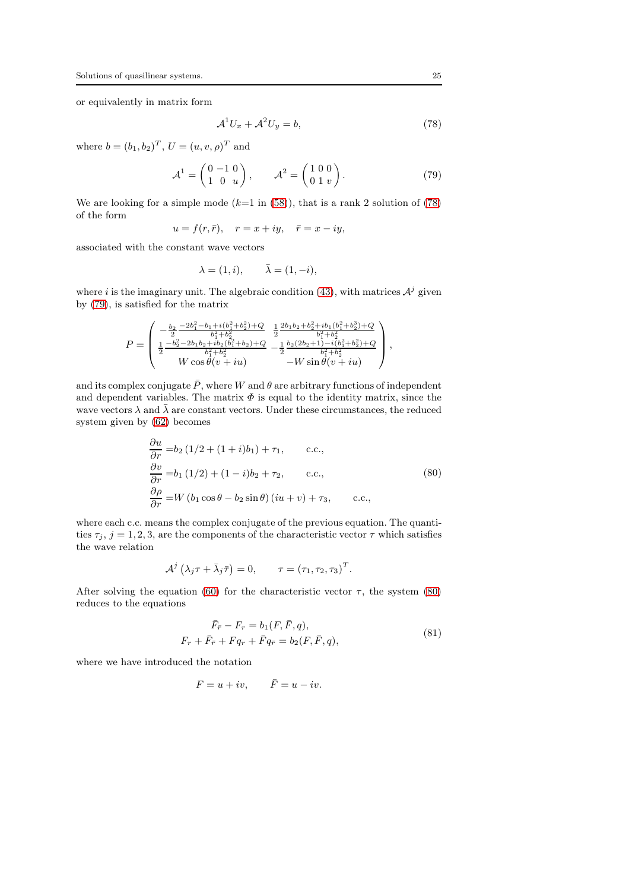or equivalently in matrix form

$$\mathcal{A}^1 U_x + \mathcal{A}^2 U_y = b, \tag{78}$$

where $b = (b_1, b_2)^T$, $U = (u, v, \rho)^T$ and

$$\mathcal{A}^1 = \begin{pmatrix} 0 & -1 & 0 \\ 1 & 0 & u \end{pmatrix}, \qquad \mathcal{A}^2 = \begin{pmatrix} 1 & 0 & 0 \\ 0 & 1 & v \end{pmatrix}. \tag{79}$$

We are looking for a simple mode ($k$=1 in (58)), that is a rank 2 solution of (78) of the form

$$u = f(r, \bar{r}), \quad r = x + iy, \quad \bar{r} = x - iy,$$

associated with the constant wave vectors

$$\lambda = (1, i), \qquad \bar{\lambda} = (1, -i),$$

where $i$ is the imaginary unit. The algebraic condition (43), with matrices $\mathcal{A}^j$ given by (79), is satisfied for the matrix

$$P = \begin{pmatrix} -\frac{b_2}{2}\frac{-2b_1^2 - b_1 + i(b_1^2 + b_2^2) + Q}{b_1^2 + b_2^2} & \frac{1}{2}\frac{2b_1 b_2 + b_2^2 + ib_1(b_1^2 + b_2^3) + Q}{b_1^2 + b_2^2} \\ \frac{1}{2}\frac{-b_2^2 - 2b_1 b_2 + ib_2(b_1^2 + b_2) + Q}{b_1^2 + b_2^2} & -\frac{1}{2}\frac{b_2(2b_2 + 1) - i(b_1^2 + b_2^2) + Q}{b_1^2 + b_2^2} \\ W\cos\theta(v + iu) & -W\sin\theta(v + iu) \end{pmatrix},$$

and its complex conjugate $\bar{P}$, where $W$ and $\theta$ are arbitrary functions of independent and dependent variables. The matrix $\Phi$ is equal to the identity matrix, since the wave vectors $\lambda$ and $\bar{\lambda}$ are constant vectors. Under these circumstances, the reduced system given by (62) becomes

$$\begin{aligned}
\frac{\partial u}{\partial r} &= b_2\left(1/2 + (1+i)b_1\right) + \tau_1, \qquad \text{c.c.,} \\
\frac{\partial v}{\partial r} &= b_1\left(1/2\right) + (1-i)b_2 + \tau_2, \qquad \text{c.c.,} \\
\frac{\partial \rho}{\partial r} &= W\left(b_1 \cos\theta - b_2 \sin\theta\right)(iu + v) + \tau_3, \qquad \text{c.c.,}
\end{aligned} \tag{80}$$

where each c.c. means the complex conjugate of the previous equation. The quantities $\tau_j$, $j = 1, 2, 3$, are the components of the characteristic vector $\tau$ which satisfies the wave relation

$$\mathcal{A}^j\left(\lambda_j \tau + \bar{\lambda}_j \bar{\tau}\right) = 0, \qquad \tau = (\tau_1, \tau_2, \tau_3)^T.$$

After solving the equation (60) for the characteristic vector $\tau$, the system (80) reduces to the equations

$$\begin{aligned}
\bar{F}_{\bar{r}} - F_r &= b_1(F, \bar{F}, q), \\
F_r + \bar{F}_{\bar{r}} + F q_r + \bar{F} q_{\bar{r}} &= b_2(F, \bar{F}, q),
\end{aligned} \tag{81}$$

where we have introduced the notation

$$F = u + iv, \qquad \bar{F} = u - iv.$$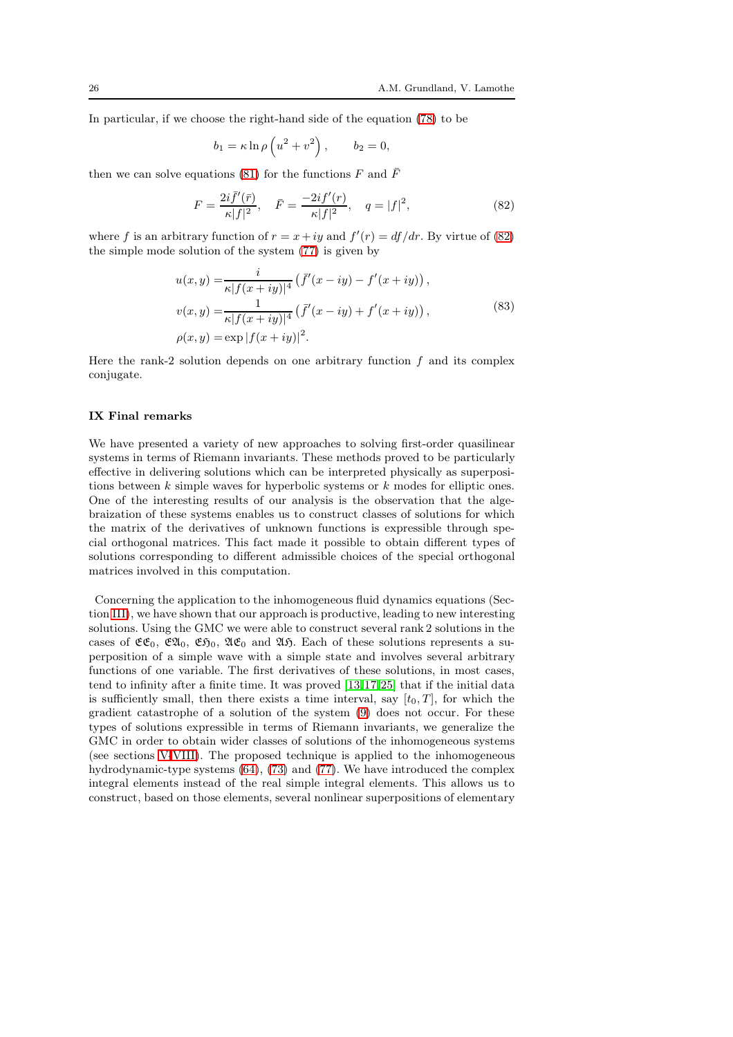In particular, if we choose the right-hand side of the equation (78) to be

$$b_1 = \kappa \ln \rho \left(u^2 + v^2\right), \qquad b_2 = 0,$$

then we can solve equations (81) for the functions $F$ and $\bar{F}$

$$F = \frac{2i\bar{f}'(\bar{r})}{\kappa |f|^2}, \quad \bar{F} = \frac{-2if'(r)}{\kappa |f|^2}, \quad q = |f|^2, \tag{82}$$

where $f$ is an arbitrary function of $r = x + iy$ and $f'(r) = df/dr$. By virtue of (82) the simple mode solution of the system (77) is given by

$$\begin{aligned}
u(x,y) =& \frac{i}{\kappa |f(x+iy)|^4} \left(\bar{f}'(x-iy) - f'(x+iy)\right), \\
v(x,y) =& \frac{1}{\kappa |f(x+iy)|^4} \left(\bar{f}'(x-iy) + f'(x+iy)\right), \\
\rho(x,y) =& \exp |f(x+iy)|^2.
\end{aligned} \tag{83}$$

Here the rank-2 solution depends on one arbitrary function $f$ and its complex conjugate.

## IX Final remarks

We have presented a variety of new approaches to solving first-order quasilinear systems in terms of Riemann invariants. These methods proved to be particularly effective in delivering solutions which can be interpreted physically as superpositions between $k$ simple waves for hyperbolic systems or $k$ modes for elliptic ones. One of the interesting results of our analysis is the observation that the algebraization of these systems enables us to construct classes of solutions for which the matrix of the derivatives of unknown functions is expressible through special orthogonal matrices. This fact made it possible to obtain different types of solutions corresponding to different admissible choices of the special orthogonal matrices involved in this computation.

Concerning the application to the inhomogeneous fluid dynamics equations (Section III), we have shown that our approach is productive, leading to new interesting solutions. Using the GMC we were able to construct several rank 2 solutions in the cases of $\mathfrak{EE}_0$, $\mathfrak{EA}_0$, $\mathfrak{EH}_0$, $\mathfrak{AE}_0$ and $\mathfrak{AH}$. Each of these solutions represents a superposition of a simple wave with a simple state and involves several arbitrary functions of one variable. The first derivatives of these solutions, in most cases, tend to infinity after a finite time. It was proved [13,17,25] that if the initial data is sufficiently small, then there exists a time interval, say $[t_0, T]$, for which the gradient catastrophe of a solution of the system (9) does not occur. For these types of solutions expressible in terms of Riemann invariants, we generalize the GMC in order to obtain wider classes of solutions of the inhomogeneous systems (see sections V-VIII). The proposed technique is applied to the inhomogeneous hydrodynamic-type systems (64), (73) and (77). We have introduced the complex integral elements instead of the real simple integral elements. This allows us to construct, based on those elements, several nonlinear superpositions of elementary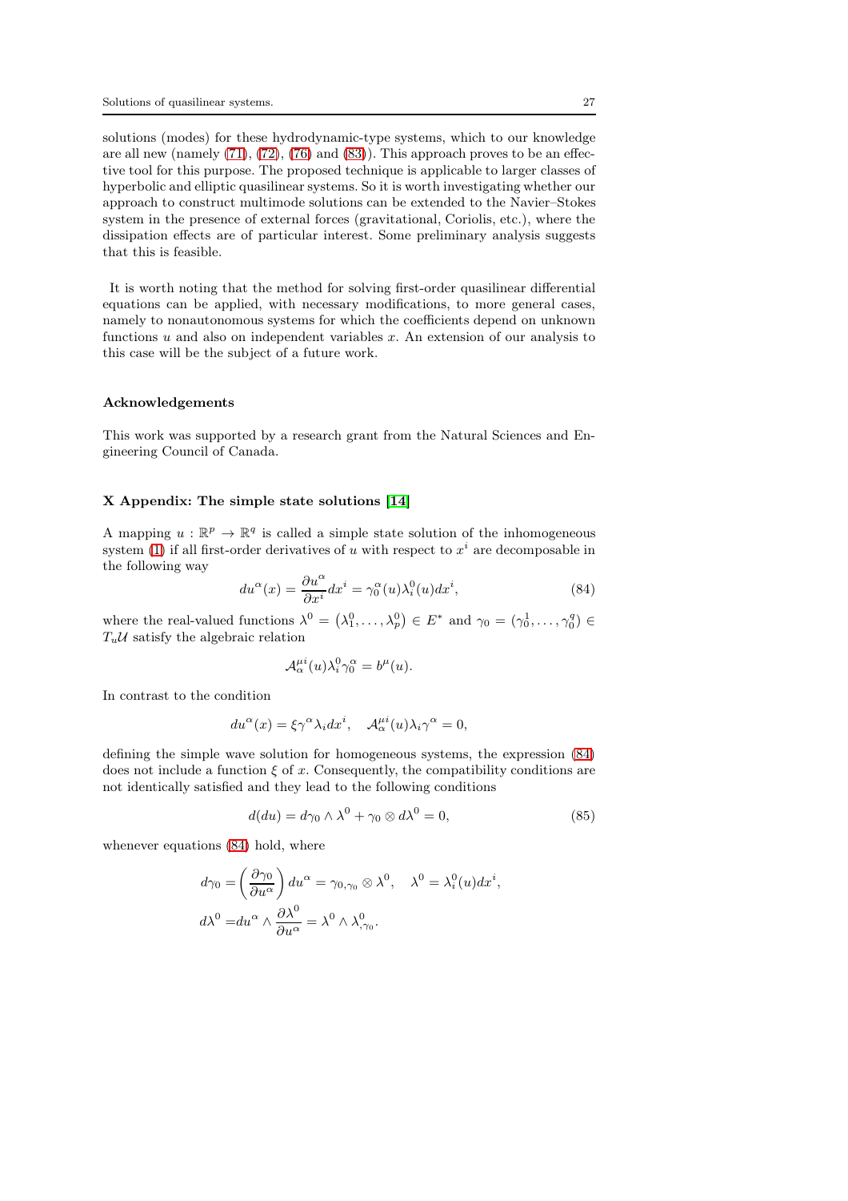solutions (modes) for these hydrodynamic-type systems, which to our knowledge are all new (namely (71), (72), (76) and (83)). This approach proves to be an effective tool for this purpose. The proposed technique is applicable to larger classes of hyperbolic and elliptic quasilinear systems. So it is worth investigating whether our approach to construct multimode solutions can be extended to the Navier–Stokes system in the presence of external forces (gravitational, Coriolis, etc.), where the dissipation effects are of particular interest. Some preliminary analysis suggests that this is feasible.

It is worth noting that the method for solving first-order quasilinear differential equations can be applied, with necessary modifications, to more general cases, namely to nonautonomous systems for which the coefficients depend on unknown functions $u$ and also on independent variables $x$. An extension of our analysis to this case will be the subject of a future work.

### Acknowledgements

This work was supported by a research grant from the Natural Sciences and Engineering Council of Canada.

### X Appendix: The simple state solutions [14]

A mapping $u : \mathbb{R}^p \to \mathbb{R}^q$ is called a simple state solution of the inhomogeneous system (1) if all first-order derivatives of $u$ with respect to $x^i$ are decomposable in the following way

$$du^\alpha(x) = \frac{\partial u^\alpha}{\partial x^i} dx^i = \gamma_0^\alpha(u)\lambda_i^0(u)dx^i, \tag{84}$$

where the real-valued functions $\lambda^0 = \left(\lambda_1^0, \ldots, \lambda_p^0\right) \in E^*$ and $\gamma_0 = (\gamma_0^1, \ldots, \gamma_0^q) \in T_u\mathcal{U}$ satisfy the algebraic relation

$$\mathcal{A}_\alpha^{\mu i}(u)\lambda_i^0\gamma_0^\alpha = b^\mu(u).$$

In contrast to the condition

$$du^\alpha(x) = \xi\gamma^\alpha\lambda_i dx^i, \quad \mathcal{A}_\alpha^{\mu i}(u)\lambda_i\gamma^\alpha = 0,$$

defining the simple wave solution for homogeneous systems, the expression (84) does not include a function $\xi$ of $x$. Consequently, the compatibility conditions are not identically satisfied and they lead to the following conditions

$$d(du) = d\gamma_0 \wedge \lambda^0 + \gamma_0 \otimes d\lambda^0 = 0, \tag{85}$$

whenever equations (84) hold, where

$$d\gamma_0 = \left(\frac{\partial \gamma_0}{\partial u^\alpha}\right) du^\alpha = \gamma_{0,\gamma_0} \otimes \lambda^0, \quad \lambda^0 = \lambda_i^0(u)dx^i,$$

$$d\lambda^0 = du^\alpha \wedge \frac{\partial \lambda^0}{\partial u^\alpha} = \lambda^0 \wedge \lambda^0_{,\gamma_0}.$$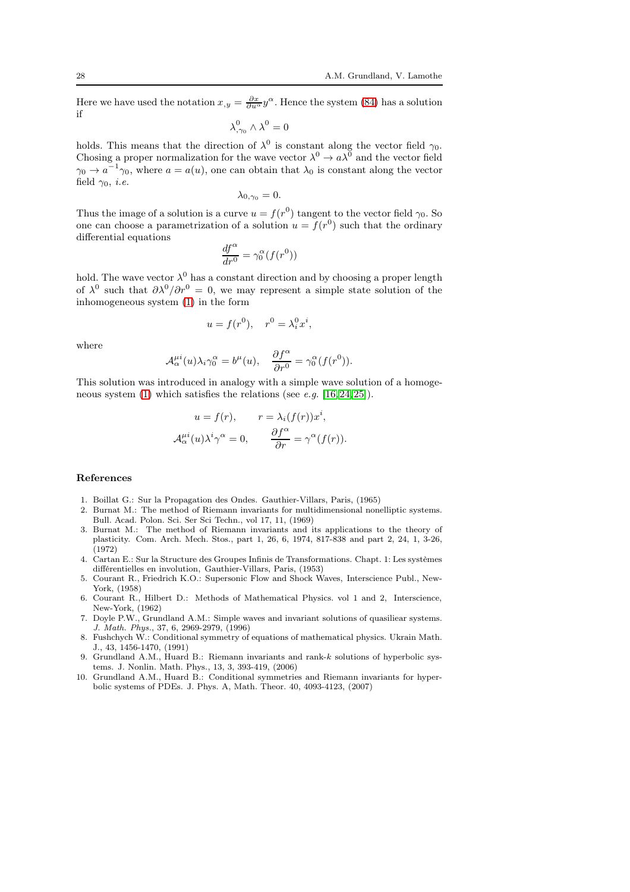Here we have used the notation $x_{,y} = \frac{\partial x}{\partial u^\alpha} y^\alpha$. Hence the system (84) has a solution if

$$\lambda^0_{,\gamma_0} \wedge \lambda^0 = 0$$

holds. This means that the direction of $\lambda^0$ is constant along the vector field $\gamma_0$. Chosing a proper normalization for the wave vector $\lambda^0 \to a\lambda^0$ and the vector field $\gamma_0 \to a^{-1}\gamma_0$, where $a = a(u)$, one can obtain that $\lambda_0$ is constant along the vector field $\gamma_0$, *i.e.*

$$\lambda_{0,\gamma_0} = 0.$$

Thus the image of a solution is a curve $u = f(r^0)$ tangent to the vector field $\gamma_0$. So one can choose a parametrization of a solution $u = f(r^0)$ such that the ordinary differential equations

$$\frac{df^\alpha}{dr^0} = \gamma_0^\alpha(f(r^0))$$

hold. The wave vector $\lambda^0$ has a constant direction and by choosing a proper length of $\lambda^0$ such that $\partial\lambda^0/\partial r^0 = 0$, we may represent a simple state solution of the inhomogeneous system (1) in the form

$$u = f(r^0), \quad r^0 = \lambda^0_i x^i,$$

where

$$\mathcal{A}^{\mu i}_\alpha(u)\lambda_i\gamma^\alpha_0 = b^\mu(u), \quad \frac{\partial f^\alpha}{\partial r^0} = \gamma^\alpha_0(f(r^0)).$$

This solution was introduced in analogy with a simple wave solution of a homogeneous system (1) which satisfies the relations (see *e.g.* [16,24,25]).

$$u = f(r), \qquad r = \lambda_i(f(r))x^i,$$
$$\mathcal{A}^{\mu i}_\alpha(u)\lambda^i\gamma^\alpha = 0, \qquad \frac{\partial f^\alpha}{\partial r} = \gamma^\alpha(f(r)).$$

## References

1. Boillat G.: Sur la Propagation des Ondes. Gauthier-Villars, Paris, (1965)
2. Burnat M.: The method of Riemann invariants for multidimensional nonelliptic systems. Bull. Acad. Polon. Sci. Ser Sci Techn., vol 17, 11, (1969)
3. Burnat M.: The method of Riemann invariants and its applications to the theory of plasticity. Com. Arch. Mech. Stos., part 1, 26, 6, 1974, 817-838 and part 2, 24, 1, 3-26, (1972)
4. Cartan E.: Sur la Structure des Groupes Infinis de Transformations. Chapt. 1: Les systèmes différentielles en involution, Gauthier-Villars, Paris, (1953)
5. Courant R., Friedrich K.O.: Supersonic Flow and Shock Waves, Interscience Publ., New-York, (1958)
6. Courant R., Hilbert D.: Methods of Mathematical Physics. vol 1 and 2, Interscience, New-York, (1962)
7. Doyle P.W., Grundland A.M.: Simple waves and invariant solutions of quasiliear systems. *J. Math. Phys.*, 37, 6, 2969-2979, (1996)
8. Fushchych W.: Conditional symmetry of equations of mathematical physics. Ukrain Math. J., 43, 1456-1470, (1991)
9. Grundland A.M., Huard B.: Riemann invariants and rank-$k$ solutions of hyperbolic systems. J. Nonlin. Math. Phys., 13, 3, 393-419, (2006)
10. Grundland A.M., Huard B.: Conditional symmetries and Riemann invariants for hyperbolic systems of PDEs. J. Phys. A, Math. Theor. 40, 4093-4123, (2007)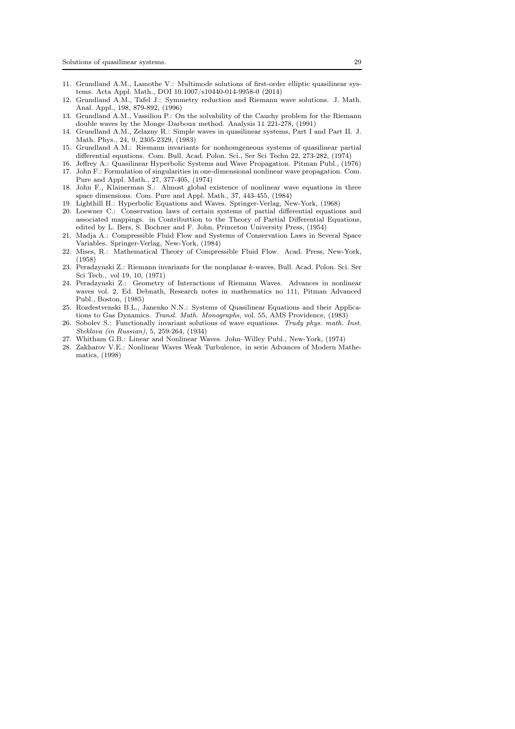11. Grundland A.M., Lamothe V.: Multimode solutions of first-order elliptic quasilinear systems. Acta Appl. Math., DOI 10.1007/s10440-014-9958-0 (2014)
12. Grundland A.M., Tafel J.: Symmetry reduction and Riemann wave solutions. J. Math. Anal. Appl., 198, 879-892, (1996)
13. Grundland A.M., Vassiliou P.: On the solvability of the Cauchy problem for the Riemann double waves by the Monge–Darboux method. Analysis 11 221-278, (1991)
14. Grundland A.M., Zelazny R.: Simple waves in quasilinear systems, Part I and Part II. J. Math. Phys., 24, 9, 2305-2329, (1983)
15. Grundland A.M.: Riemann invariants for nonhomgeneous systems of quasilinear partial differential equations. Com. Bull. Acad. Polon. Sci., Ser Sci Techn 22, 273-282, (1974)
16. Jeffrey A.: Quasilinear Hyperbolic Systems and Wave Propagation. Pitman Publ., (1976)
17. John F.: Formulation of singularities in one-dimensional nonlinear wave propagation. Com. Pure and Appl. Math., 27, 377-405, (1974)
18. John F., Klainerman S.: Almost global existence of nonlinear wave equations in three space dimensions. Com. Pure and Appl. Math., 37, 443-455, (1984)
19. Lighthill H.: Hyperbolic Equations and Waves. Springer-Verlag, New-York, (1968)
20. Loewner C.: Conservation laws of certain systems of partial differential equations and associated mappings. in Contributtion to the Theory of Partial Differential Equations, edited by L. Bers, S. Bochner and F. John, Princeton University Press, (1954)
21. Madja A.: Compressible Fluid Flow and Systems of Conservation Laws in Several Space Variables. Springer-Verlag, New-York, (1984)
22. Mises, R.: Mathematical Theory of Compressible Fluid Flow. Acad. Press, New-York, (1958)
23. Peradzynski Z.: Riemann invariants for the nonplanar $k$-waves, Bull. Acad. Polon. Sci. Ser Sci Tech., vol 19, 10, (1971)
24. Peradzynski Z.: Geometry of Interactions of Riemann Waves. Advances in nonlinear waves vol. 2, Ed. Debnath, Research notes in mathematics no 111, Pitman Advanced Publ., Boston, (1985)
25. Rozdestvenski B.L., Janenko N.N.: Systems of Quasilinear Equations and their Applications to Gas Dynamics. *Transl. Math. Monographs*, vol. 55, AMS Providence, (1983)
26. Sobolev S.: Functionally invariant solutions of wave equations. *Trudy phys. math. Inst. Steklova (in Russian)*, 5, 259-264, (1934)
27. Whitham G.B.: Linear and Nonlinear Waves. John–Willey Publ., New-York, (1974)
28. Zakharov V.E.: Nonlinear Waves Weak Turbulence, in serie Advances of Modern Mathematics, (1998)